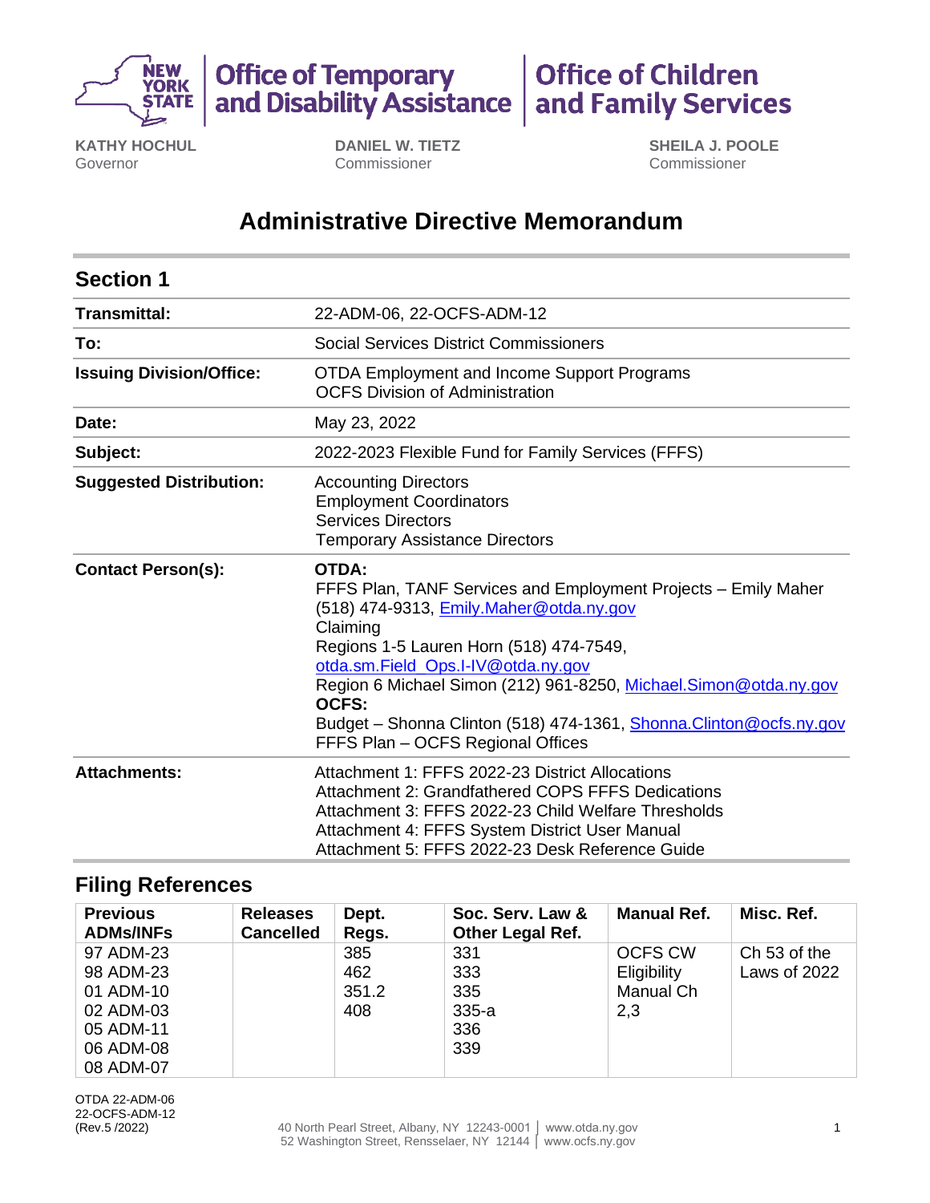**Office of Temporary and Disability Assistance** | **Office of Children and Family Services**

**KATHY HOCHUL**
Governor

**DANIEL W. TIETZ**
Commissioner

**SHEILA J. POOLE**
Commissioner

# Administrative Directive Memorandum

## Section 1

| | |
|---|---|
| **Transmittal:** | 22-ADM-06, 22-OCFS-ADM-12 |
| **To:** | Social Services District Commissioners |
| **Issuing Division/Office:** | OTDA Employment and Income Support Programs<br>OCFS Division of Administration |
| **Date:** | May 23, 2022 |
| **Subject:** | 2022-2023 Flexible Fund for Family Services (FFFS) |
| **Suggested Distribution:** | Accounting Directors<br>Employment Coordinators<br>Services Directors<br>Temporary Assistance Directors |
| **Contact Person(s):** | **OTDA:**<br>FFFS Plan, TANF Services and Employment Projects – Emily Maher (518) 474-9313, Emily.Maher@otda.ny.gov<br>Claiming<br>Regions 1-5 Lauren Horn (518) 474-7549, otda.sm.Field_Ops.I-IV@otda.ny.gov<br>Region 6 Michael Simon (212) 961-8250, Michael.Simon@otda.ny.gov<br>**OCFS:**<br>Budget – Shonna Clinton (518) 474-1361, Shonna.Clinton@ocfs.ny.gov<br>FFFS Plan – OCFS Regional Offices |
| **Attachments:** | Attachment 1: FFFS 2022-23 District Allocations<br>Attachment 2: Grandfathered COPS FFFS Dedications<br>Attachment 3: FFFS 2022-23 Child Welfare Thresholds<br>Attachment 4: FFFS System District User Manual<br>Attachment 5: FFFS 2022-23 Desk Reference Guide |

## Filing References

| Previous ADMs/INFs | Releases Cancelled | Dept. Regs. | Soc. Serv. Law & Other Legal Ref. | Manual Ref. | Misc. Ref. |
|---|---|---|---|---|---|
| 97 ADM-23<br>98 ADM-23<br>01 ADM-10<br>02 ADM-03<br>05 ADM-11<br>06 ADM-08<br>08 ADM-07 | | 385<br>462<br>351.2<br>408 | 331<br>333<br>335<br>335-a<br>336<br>339 | OCFS CW Eligibility Manual Ch 2,3 | Ch 53 of the Laws of 2022 |

OTDA 22-ADM-06
22-OCFS-ADM-12
(Rev.5 /2022)

40 North Pearl Street, Albany, NY 12243-0001 | www.otda.ny.gov
52 Washington Street, Rensselaer, NY 12144 | www.ocfs.ny.gov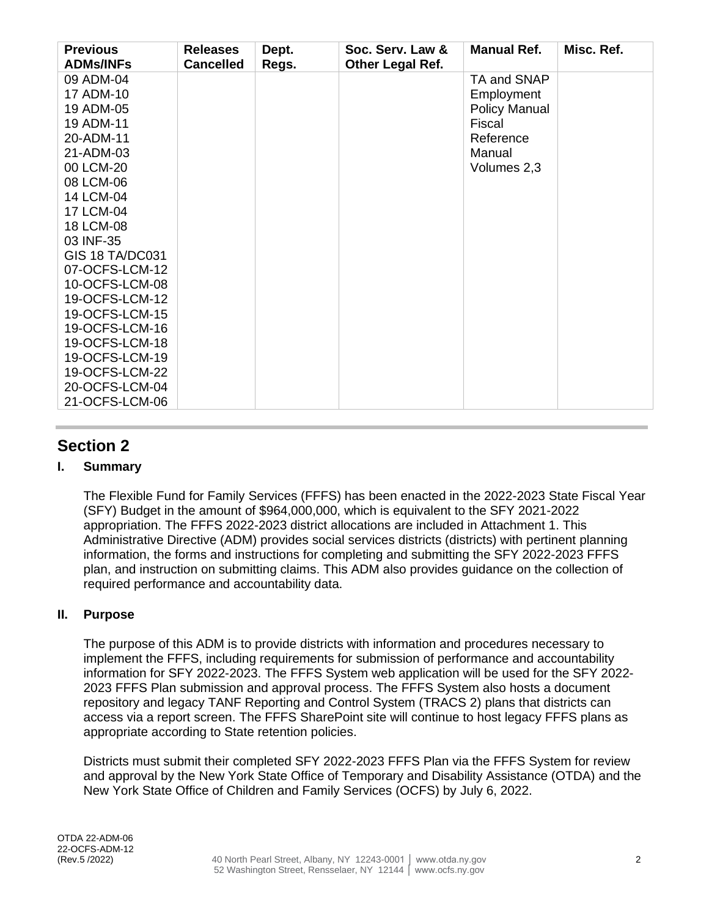| Previous ADMs/INFs | Releases Cancelled | Dept. Regs. | Soc. Serv. Law & Other Legal Ref. | Manual Ref. | Misc. Ref. |
|---|---|---|---|---|---|
| 09 ADM-04<br>17 ADM-10<br>19 ADM-05<br>19 ADM-11<br>20-ADM-11<br>21-ADM-03<br>00 LCM-20<br>08 LCM-06<br>14 LCM-04<br>17 LCM-04<br>18 LCM-08<br>03 INF-35<br>GIS 18 TA/DC031<br>07-OCFS-LCM-12<br>10-OCFS-LCM-08<br>19-OCFS-LCM-12<br>19-OCFS-LCM-15<br>19-OCFS-LCM-16<br>19-OCFS-LCM-18<br>19-OCFS-LCM-19<br>19-OCFS-LCM-22<br>20-OCFS-LCM-04<br>21-OCFS-LCM-06 | | | | TA and SNAP Employment Policy Manual<br>Fiscal Reference Manual Volumes 2,3 | |

## Section 2

### I. Summary

The Flexible Fund for Family Services (FFFS) has been enacted in the 2022-2023 State Fiscal Year (SFY) Budget in the amount of $964,000,000, which is equivalent to the SFY 2021-2022 appropriation. The FFFS 2022-2023 district allocations are included in Attachment 1. This Administrative Directive (ADM) provides social services districts (districts) with pertinent planning information, the forms and instructions for completing and submitting the SFY 2022-2023 FFFS plan, and instruction on submitting claims. This ADM also provides guidance on the collection of required performance and accountability data.

### II. Purpose

The purpose of this ADM is to provide districts with information and procedures necessary to implement the FFFS, including requirements for submission of performance and accountability information for SFY 2022-2023. The FFFS System web application will be used for the SFY 2022-2023 FFFS Plan submission and approval process. The FFFS System also hosts a document repository and legacy TANF Reporting and Control System (TRACS 2) plans that districts can access via a report screen. The FFFS SharePoint site will continue to host legacy FFFS plans as appropriate according to State retention policies.

Districts must submit their completed SFY 2022-2023 FFFS Plan via the FFFS System for review and approval by the New York State Office of Temporary and Disability Assistance (OTDA) and the New York State Office of Children and Family Services (OCFS) by July 6, 2022.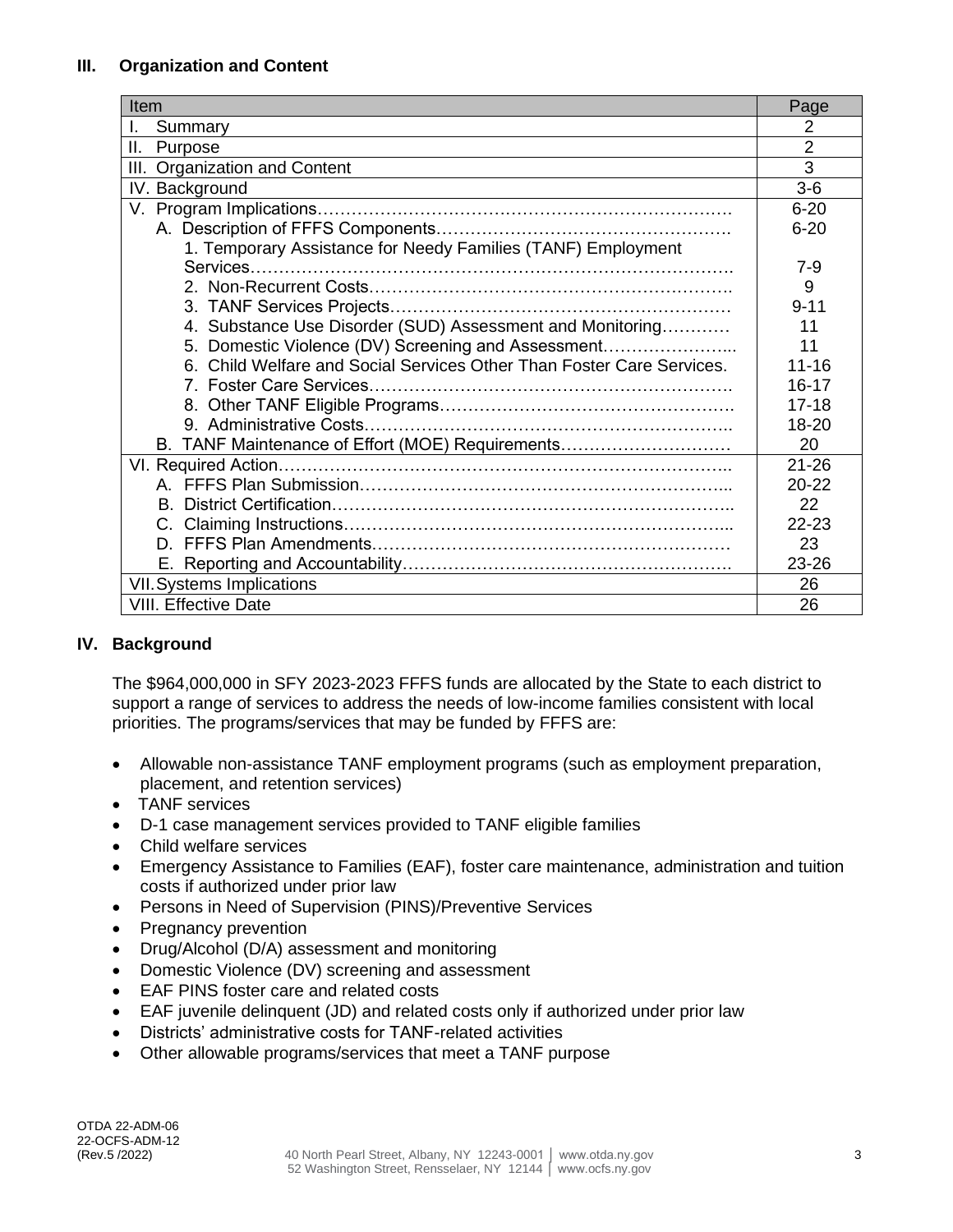## III. Organization and Content

| Item | Page |
|---|---|
| I. Summary | 2 |
| II. Purpose | 2 |
| III. Organization and Content | 3 |
| IV. Background | 3-6 |
| V. Program Implications………………………………………………………………… | 6-20 |
| A. Description of FFFS Components…………………………………………… | 6-20 |
| 1. Temporary Assistance for Needy Families (TANF) Employment Services………………………………………………………………………. | 7-9 |
| 2. Non-Recurrent Costs………………………………………………………. | 9 |
| 3. TANF Services Projects…………………………………………………… | 9-11 |
| 4. Substance Use Disorder (SUD) Assessment and Monitoring………… | 11 |
| 5. Domestic Violence (DV) Screening and Assessment…………………... | 11 |
| 6. Child Welfare and Social Services Other Than Foster Care Services. | 11-16 |
| 7. Foster Care Services………………………………………………………. | 16-17 |
| 8. Other TANF Eligible Programs……………………………………………. | 17-18 |
| 9. Administrative Costs……………………………………………………….. | 18-20 |
| B. TANF Maintenance of Effort (MOE) Requirements………………………… | 20 |
| VI. Required Action…………………………………………………………………….. | 21-26 |
| A. FFFS Plan Submission………………………………………………………... | 20-22 |
| B. District Certification…………………………………………………………….. | 22 |
| C. Claiming Instructions…………………………………………………………... | 22-23 |
| D. FFFS Plan Amendments……………………………………………………… | 23 |
| E. Reporting and Accountability…………………………………………………. | 23-26 |
| VII. Systems Implications | 26 |
| VIII. Effective Date | 26 |

## IV. Background

The $964,000,000 in SFY 2023-2023 FFFS funds are allocated by the State to each district to support a range of services to address the needs of low-income families consistent with local priorities. The programs/services that may be funded by FFFS are:

- Allowable non-assistance TANF employment programs (such as employment preparation, placement, and retention services)
- TANF services
- D-1 case management services provided to TANF eligible families
- Child welfare services
- Emergency Assistance to Families (EAF), foster care maintenance, administration and tuition costs if authorized under prior law
- Persons in Need of Supervision (PINS)/Preventive Services
- Pregnancy prevention
- Drug/Alcohol (D/A) assessment and monitoring
- Domestic Violence (DV) screening and assessment
- EAF PINS foster care and related costs
- EAF juvenile delinquent (JD) and related costs only if authorized under prior law
- Districts' administrative costs for TANF-related activities
- Other allowable programs/services that meet a TANF purpose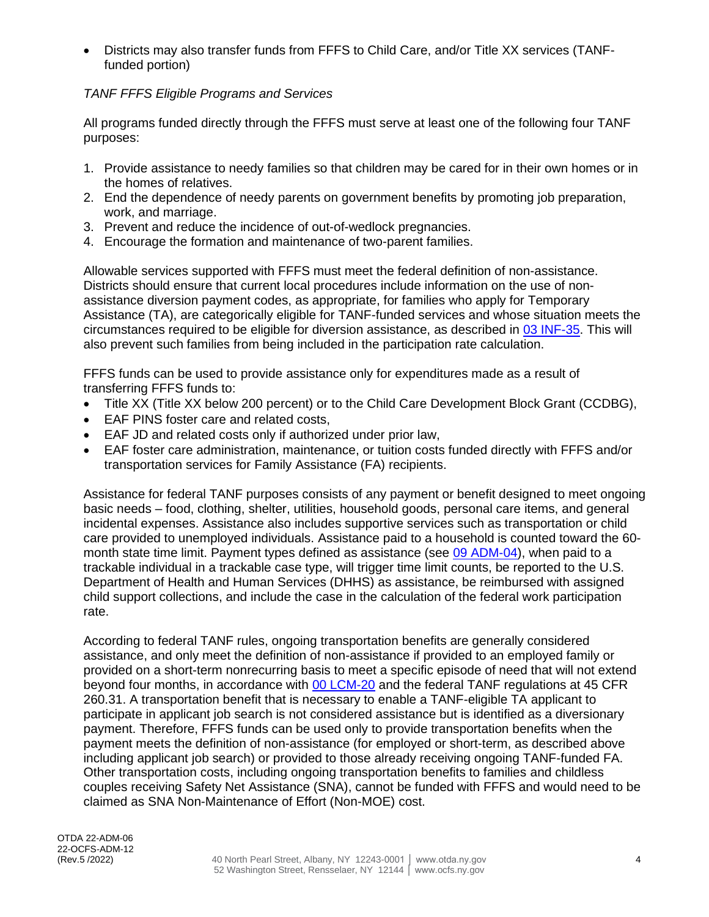- Districts may also transfer funds from FFFS to Child Care, and/or Title XX services (TANF-funded portion)

*TANF FFFS Eligible Programs and Services*

All programs funded directly through the FFFS must serve at least one of the following four TANF purposes:

1. Provide assistance to needy families so that children may be cared for in their own homes or in the homes of relatives.
2. End the dependence of needy parents on government benefits by promoting job preparation, work, and marriage.
3. Prevent and reduce the incidence of out-of-wedlock pregnancies.
4. Encourage the formation and maintenance of two-parent families.

Allowable services supported with FFFS must meet the federal definition of non-assistance. Districts should ensure that current local procedures include information on the use of non-assistance diversion payment codes, as appropriate, for families who apply for Temporary Assistance (TA), are categorically eligible for TANF-funded services and whose situation meets the circumstances required to be eligible for diversion assistance, as described in 03 INF-35. This will also prevent such families from being included in the participation rate calculation.

FFFS funds can be used to provide assistance only for expenditures made as a result of transferring FFFS funds to:

- Title XX (Title XX below 200 percent) or to the Child Care Development Block Grant (CCDBG),
- EAF PINS foster care and related costs,
- EAF JD and related costs only if authorized under prior law,
- EAF foster care administration, maintenance, or tuition costs funded directly with FFFS and/or transportation services for Family Assistance (FA) recipients.

Assistance for federal TANF purposes consists of any payment or benefit designed to meet ongoing basic needs – food, clothing, shelter, utilities, household goods, personal care items, and general incidental expenses. Assistance also includes supportive services such as transportation or child care provided to unemployed individuals. Assistance paid to a household is counted toward the 60-month state time limit. Payment types defined as assistance (see 09 ADM-04), when paid to a trackable individual in a trackable case type, will trigger time limit counts, be reported to the U.S. Department of Health and Human Services (DHHS) as assistance, be reimbursed with assigned child support collections, and include the case in the calculation of the federal work participation rate.

According to federal TANF rules, ongoing transportation benefits are generally considered assistance, and only meet the definition of non-assistance if provided to an employed family or provided on a short-term nonrecurring basis to meet a specific episode of need that will not extend beyond four months, in accordance with 00 LCM-20 and the federal TANF regulations at 45 CFR 260.31. A transportation benefit that is necessary to enable a TANF-eligible TA applicant to participate in applicant job search is not considered assistance but is identified as a diversionary payment. Therefore, FFFS funds can be used only to provide transportation benefits when the payment meets the definition of non-assistance (for employed or short-term, as described above including applicant job search) or provided to those already receiving ongoing TANF-funded FA. Other transportation costs, including ongoing transportation benefits to families and childless couples receiving Safety Net Assistance (SNA), cannot be funded with FFFS and would need to be claimed as SNA Non-Maintenance of Effort (Non-MOE) cost.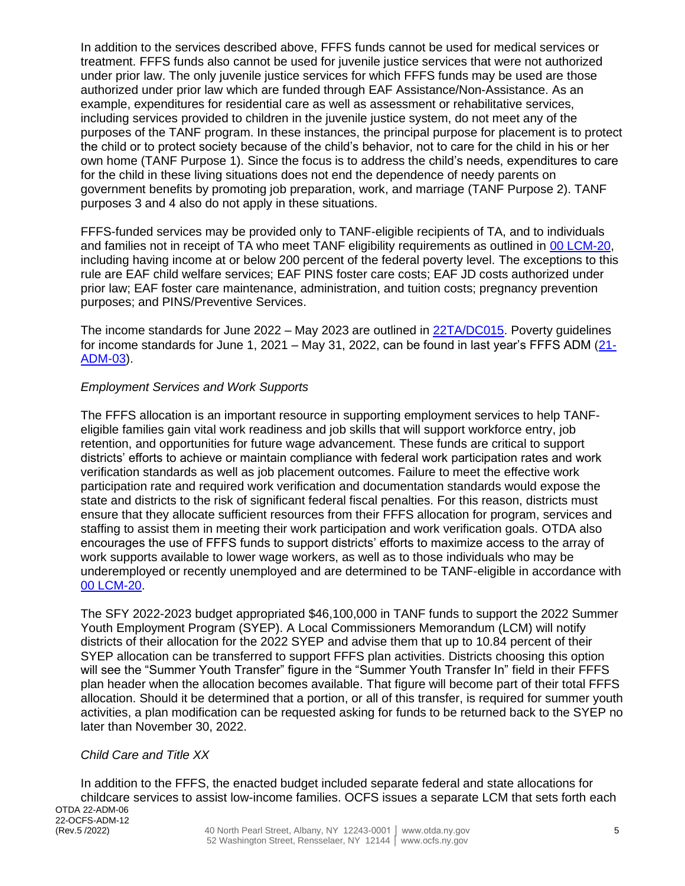In addition to the services described above, FFFS funds cannot be used for medical services or treatment. FFFS funds also cannot be used for juvenile justice services that were not authorized under prior law. The only juvenile justice services for which FFFS funds may be used are those authorized under prior law which are funded through EAF Assistance/Non-Assistance. As an example, expenditures for residential care as well as assessment or rehabilitative services, including services provided to children in the juvenile justice system, do not meet any of the purposes of the TANF program. In these instances, the principal purpose for placement is to protect the child or to protect society because of the child's behavior, not to care for the child in his or her own home (TANF Purpose 1). Since the focus is to address the child's needs, expenditures to care for the child in these living situations does not end the dependence of needy parents on government benefits by promoting job preparation, work, and marriage (TANF Purpose 2). TANF purposes 3 and 4 also do not apply in these situations.

FFFS-funded services may be provided only to TANF-eligible recipients of TA, and to individuals and families not in receipt of TA who meet TANF eligibility requirements as outlined in 00 LCM-20, including having income at or below 200 percent of the federal poverty level. The exceptions to this rule are EAF child welfare services; EAF PINS foster care costs; EAF JD costs authorized under prior law; EAF foster care maintenance, administration, and tuition costs; pregnancy prevention purposes; and PINS/Preventive Services.

The income standards for June 2022 – May 2023 are outlined in 22TA/DC015. Poverty guidelines for income standards for June 1, 2021 – May 31, 2022, can be found in last year's FFFS ADM (21-ADM-03).

*Employment Services and Work Supports*

The FFFS allocation is an important resource in supporting employment services to help TANF-eligible families gain vital work readiness and job skills that will support workforce entry, job retention, and opportunities for future wage advancement. These funds are critical to support districts' efforts to achieve or maintain compliance with federal work participation rates and work verification standards as well as job placement outcomes. Failure to meet the effective work participation rate and required work verification and documentation standards would expose the state and districts to the risk of significant federal fiscal penalties. For this reason, districts must ensure that they allocate sufficient resources from their FFFS allocation for program, services and staffing to assist them in meeting their work participation and work verification goals. OTDA also encourages the use of FFFS funds to support districts' efforts to maximize access to the array of work supports available to lower wage workers, as well as to those individuals who may be underemployed or recently unemployed and are determined to be TANF-eligible in accordance with 00 LCM-20.

The SFY 2022-2023 budget appropriated $46,100,000 in TANF funds to support the 2022 Summer Youth Employment Program (SYEP). A Local Commissioners Memorandum (LCM) will notify districts of their allocation for the 2022 SYEP and advise them that up to 10.84 percent of their SYEP allocation can be transferred to support FFFS plan activities. Districts choosing this option will see the "Summer Youth Transfer" figure in the "Summer Youth Transfer In" field in their FFFS plan header when the allocation becomes available. That figure will become part of their total FFFS allocation. Should it be determined that a portion, or all of this transfer, is required for summer youth activities, a plan modification can be requested asking for funds to be returned back to the SYEP no later than November 30, 2022.

*Child Care and Title XX*

In addition to the FFFS, the enacted budget included separate federal and state allocations for childcare services to assist low-income families. OCFS issues a separate LCM that sets forth each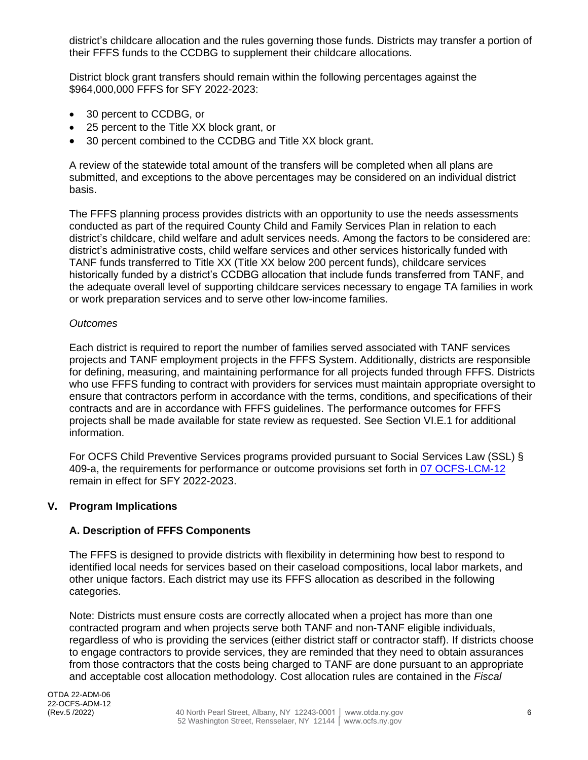district's childcare allocation and the rules governing those funds. Districts may transfer a portion of their FFFS funds to the CCDBG to supplement their childcare allocations.

District block grant transfers should remain within the following percentages against the $964,000,000 FFFS for SFY 2022-2023:

- 30 percent to CCDBG, or
- 25 percent to the Title XX block grant, or
- 30 percent combined to the CCDBG and Title XX block grant.

A review of the statewide total amount of the transfers will be completed when all plans are submitted, and exceptions to the above percentages may be considered on an individual district basis.

The FFFS planning process provides districts with an opportunity to use the needs assessments conducted as part of the required County Child and Family Services Plan in relation to each district's childcare, child welfare and adult services needs. Among the factors to be considered are: district's administrative costs, child welfare services and other services historically funded with TANF funds transferred to Title XX (Title XX below 200 percent funds), childcare services historically funded by a district's CCDBG allocation that include funds transferred from TANF, and the adequate overall level of supporting childcare services necessary to engage TA families in work or work preparation services and to serve other low-income families.

*Outcomes*

Each district is required to report the number of families served associated with TANF services projects and TANF employment projects in the FFFS System. Additionally, districts are responsible for defining, measuring, and maintaining performance for all projects funded through FFFS. Districts who use FFFS funding to contract with providers for services must maintain appropriate oversight to ensure that contractors perform in accordance with the terms, conditions, and specifications of their contracts and are in accordance with FFFS guidelines. The performance outcomes for FFFS projects shall be made available for state review as requested. See Section VI.E.1 for additional information.

For OCFS Child Preventive Services programs provided pursuant to Social Services Law (SSL) § 409-a, the requirements for performance or outcome provisions set forth in 07 OCFS-LCM-12 remain in effect for SFY 2022-2023.

## V. Program Implications

### A. Description of FFFS Components

The FFFS is designed to provide districts with flexibility in determining how best to respond to identified local needs for services based on their caseload compositions, local labor markets, and other unique factors. Each district may use its FFFS allocation as described in the following categories.

Note: Districts must ensure costs are correctly allocated when a project has more than one contracted program and when projects serve both TANF and non-TANF eligible individuals, regardless of who is providing the services (either district staff or contractor staff). If districts choose to engage contractors to provide services, they are reminded that they need to obtain assurances from those contractors that the costs being charged to TANF are done pursuant to an appropriate and acceptable cost allocation methodology. Cost allocation rules are contained in the *Fiscal*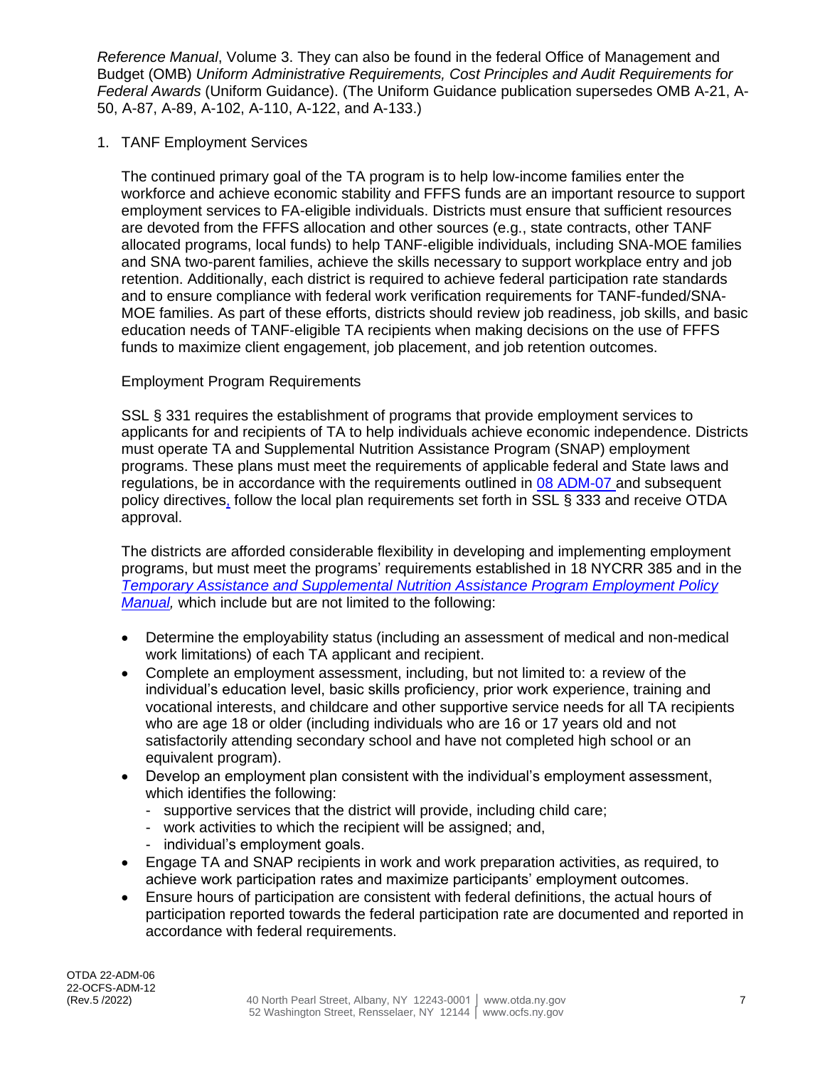*Reference Manual*, Volume 3. They can also be found in the federal Office of Management and Budget (OMB) *Uniform Administrative Requirements, Cost Principles and Audit Requirements for Federal Awards* (Uniform Guidance). (The Uniform Guidance publication supersedes OMB A-21, A-50, A-87, A-89, A-102, A-110, A-122, and A-133.)

1. TANF Employment Services

   The continued primary goal of the TA program is to help low-income families enter the workforce and achieve economic stability and FFFS funds are an important resource to support employment services to FA-eligible individuals. Districts must ensure that sufficient resources are devoted from the FFFS allocation and other sources (e.g., state contracts, other TANF allocated programs, local funds) to help TANF-eligible individuals, including SNA-MOE families and SNA two-parent families, achieve the skills necessary to support workplace entry and job retention. Additionally, each district is required to achieve federal participation rate standards and to ensure compliance with federal work verification requirements for TANF-funded/SNA-MOE families. As part of these efforts, districts should review job readiness, job skills, and basic education needs of TANF-eligible TA recipients when making decisions on the use of FFFS funds to maximize client engagement, job placement, and job retention outcomes.

   Employment Program Requirements

   SSL § 331 requires the establishment of programs that provide employment services to applicants for and recipients of TA to help individuals achieve economic independence. Districts must operate TA and Supplemental Nutrition Assistance Program (SNAP) employment programs. These plans must meet the requirements of applicable federal and State laws and regulations, be in accordance with the requirements outlined in 08 ADM-07 and subsequent policy directives, follow the local plan requirements set forth in SSL § 333 and receive OTDA approval.

   The districts are afforded considerable flexibility in developing and implementing employment programs, but must meet the programs' requirements established in 18 NYCRR 385 and in the *Temporary Assistance and Supplemental Nutrition Assistance Program Employment Policy Manual,* which include but are not limited to the following:

   - Determine the employability status (including an assessment of medical and non-medical work limitations) of each TA applicant and recipient.
   - Complete an employment assessment, including, but not limited to: a review of the individual's education level, basic skills proficiency, prior work experience, training and vocational interests, and childcare and other supportive service needs for all TA recipients who are age 18 or older (including individuals who are 16 or 17 years old and not satisfactorily attending secondary school and have not completed high school or an equivalent program).
   - Develop an employment plan consistent with the individual's employment assessment, which identifies the following:
     - supportive services that the district will provide, including child care;
     - work activities to which the recipient will be assigned; and,
     - individual's employment goals.
   - Engage TA and SNAP recipients in work and work preparation activities, as required, to achieve work participation rates and maximize participants' employment outcomes.
   - Ensure hours of participation are consistent with federal definitions, the actual hours of participation reported towards the federal participation rate are documented and reported in accordance with federal requirements.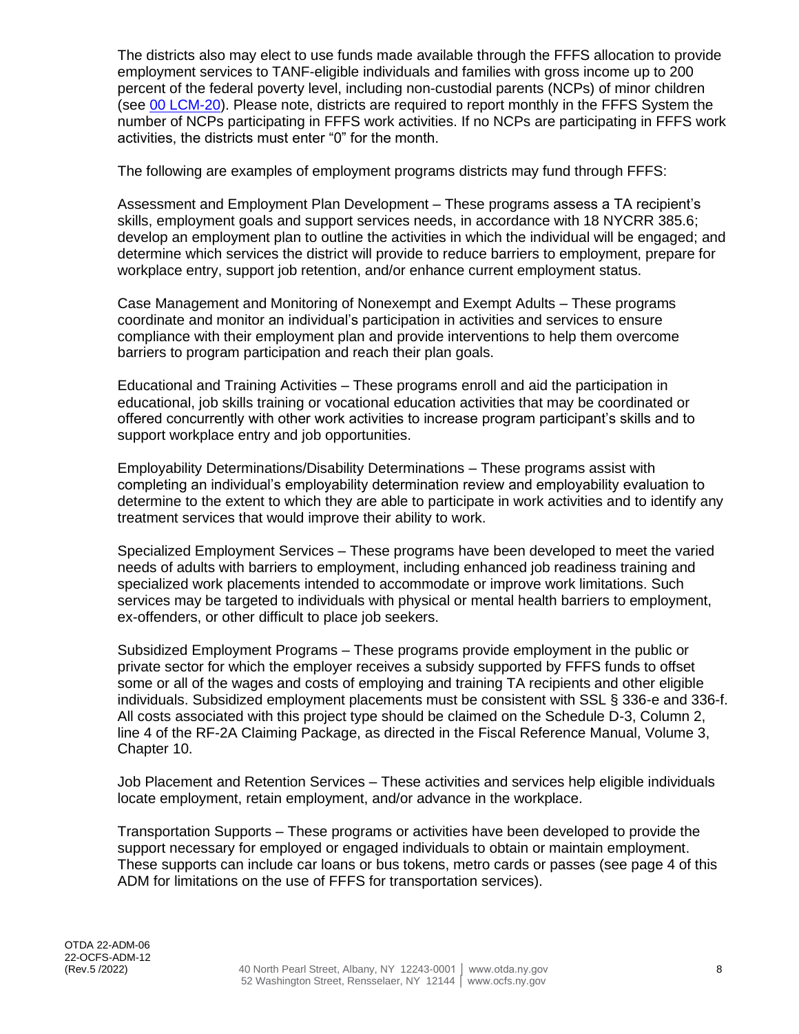The districts also may elect to use funds made available through the FFFS allocation to provide employment services to TANF-eligible individuals and families with gross income up to 200 percent of the federal poverty level, including non-custodial parents (NCPs) of minor children (see 00 LCM-20). Please note, districts are required to report monthly in the FFFS System the number of NCPs participating in FFFS work activities. If no NCPs are participating in FFFS work activities, the districts must enter "0" for the month.

The following are examples of employment programs districts may fund through FFFS:

Assessment and Employment Plan Development – These programs assess a TA recipient's skills, employment goals and support services needs, in accordance with 18 NYCRR 385.6; develop an employment plan to outline the activities in which the individual will be engaged; and determine which services the district will provide to reduce barriers to employment, prepare for workplace entry, support job retention, and/or enhance current employment status.

Case Management and Monitoring of Nonexempt and Exempt Adults – These programs coordinate and monitor an individual's participation in activities and services to ensure compliance with their employment plan and provide interventions to help them overcome barriers to program participation and reach their plan goals.

Educational and Training Activities – These programs enroll and aid the participation in educational, job skills training or vocational education activities that may be coordinated or offered concurrently with other work activities to increase program participant's skills and to support workplace entry and job opportunities.

Employability Determinations/Disability Determinations – These programs assist with completing an individual's employability determination review and employability evaluation to determine to the extent to which they are able to participate in work activities and to identify any treatment services that would improve their ability to work.

Specialized Employment Services – These programs have been developed to meet the varied needs of adults with barriers to employment, including enhanced job readiness training and specialized work placements intended to accommodate or improve work limitations. Such services may be targeted to individuals with physical or mental health barriers to employment, ex-offenders, or other difficult to place job seekers.

Subsidized Employment Programs – These programs provide employment in the public or private sector for which the employer receives a subsidy supported by FFFS funds to offset some or all of the wages and costs of employing and training TA recipients and other eligible individuals. Subsidized employment placements must be consistent with SSL § 336-e and 336-f. All costs associated with this project type should be claimed on the Schedule D-3, Column 2, line 4 of the RF-2A Claiming Package, as directed in the Fiscal Reference Manual, Volume 3, Chapter 10.

Job Placement and Retention Services – These activities and services help eligible individuals locate employment, retain employment, and/or advance in the workplace.

Transportation Supports – These programs or activities have been developed to provide the support necessary for employed or engaged individuals to obtain or maintain employment. These supports can include car loans or bus tokens, metro cards or passes (see page 4 of this ADM for limitations on the use of FFFS for transportation services).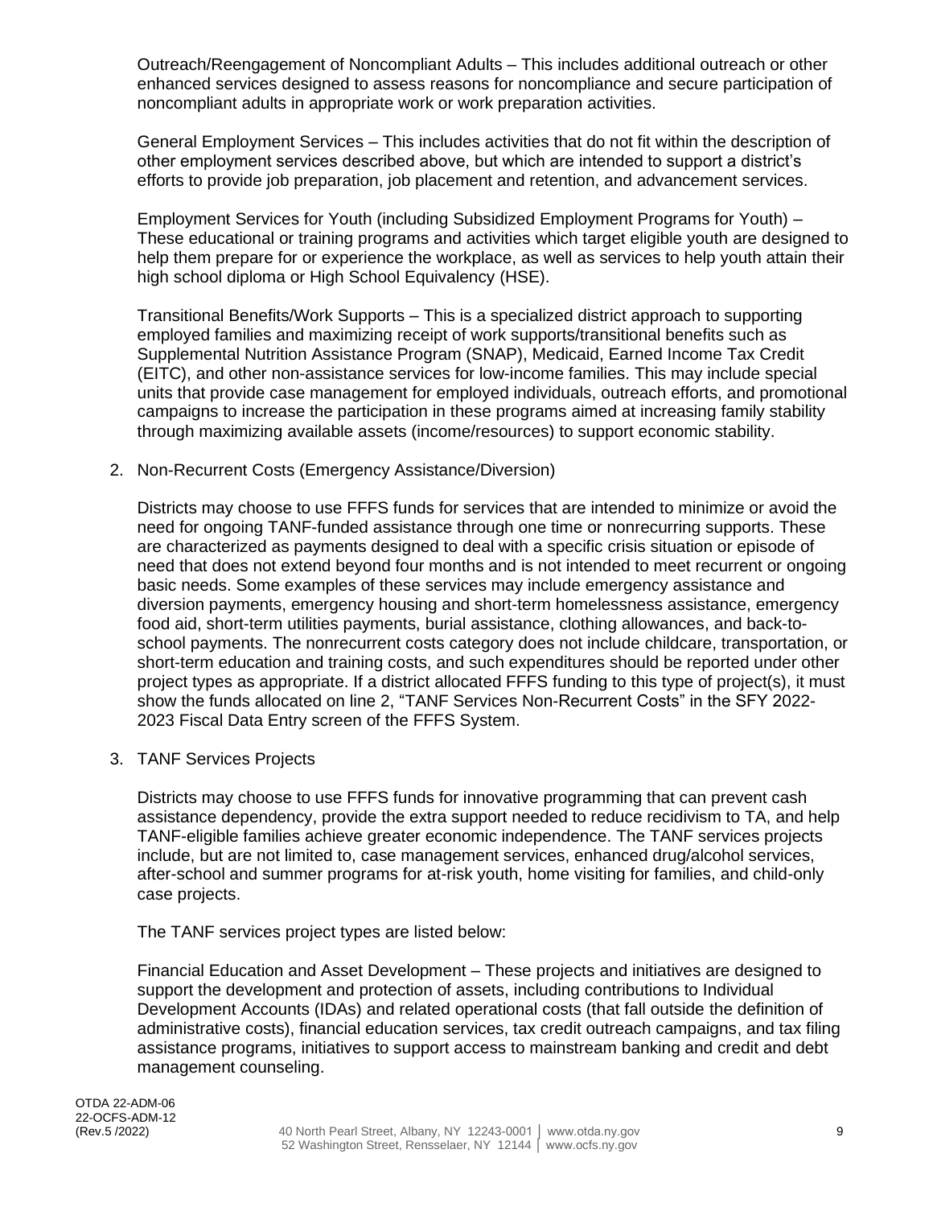Outreach/Reengagement of Noncompliant Adults – This includes additional outreach or other enhanced services designed to assess reasons for noncompliance and secure participation of noncompliant adults in appropriate work or work preparation activities.

General Employment Services – This includes activities that do not fit within the description of other employment services described above, but which are intended to support a district's efforts to provide job preparation, job placement and retention, and advancement services.

Employment Services for Youth (including Subsidized Employment Programs for Youth) – These educational or training programs and activities which target eligible youth are designed to help them prepare for or experience the workplace, as well as services to help youth attain their high school diploma or High School Equivalency (HSE).

Transitional Benefits/Work Supports – This is a specialized district approach to supporting employed families and maximizing receipt of work supports/transitional benefits such as Supplemental Nutrition Assistance Program (SNAP), Medicaid, Earned Income Tax Credit (EITC), and other non-assistance services for low-income families. This may include special units that provide case management for employed individuals, outreach efforts, and promotional campaigns to increase the participation in these programs aimed at increasing family stability through maximizing available assets (income/resources) to support economic stability.

2. Non-Recurrent Costs (Emergency Assistance/Diversion)

   Districts may choose to use FFFS funds for services that are intended to minimize or avoid the need for ongoing TANF-funded assistance through one time or nonrecurring supports. These are characterized as payments designed to deal with a specific crisis situation or episode of need that does not extend beyond four months and is not intended to meet recurrent or ongoing basic needs. Some examples of these services may include emergency assistance and diversion payments, emergency housing and short-term homelessness assistance, emergency food aid, short-term utilities payments, burial assistance, clothing allowances, and back-to-school payments. The nonrecurrent costs category does not include childcare, transportation, or short-term education and training costs, and such expenditures should be reported under other project types as appropriate. If a district allocated FFFS funding to this type of project(s), it must show the funds allocated on line 2, "TANF Services Non-Recurrent Costs" in the SFY 2022-2023 Fiscal Data Entry screen of the FFFS System.

3. TANF Services Projects

   Districts may choose to use FFFS funds for innovative programming that can prevent cash assistance dependency, provide the extra support needed to reduce recidivism to TA, and help TANF-eligible families achieve greater economic independence. The TANF services projects include, but are not limited to, case management services, enhanced drug/alcohol services, after-school and summer programs for at-risk youth, home visiting for families, and child-only case projects.

   The TANF services project types are listed below:

   Financial Education and Asset Development – These projects and initiatives are designed to support the development and protection of assets, including contributions to Individual Development Accounts (IDAs) and related operational costs (that fall outside the definition of administrative costs), financial education services, tax credit outreach campaigns, and tax filing assistance programs, initiatives to support access to mainstream banking and credit and debt management counseling.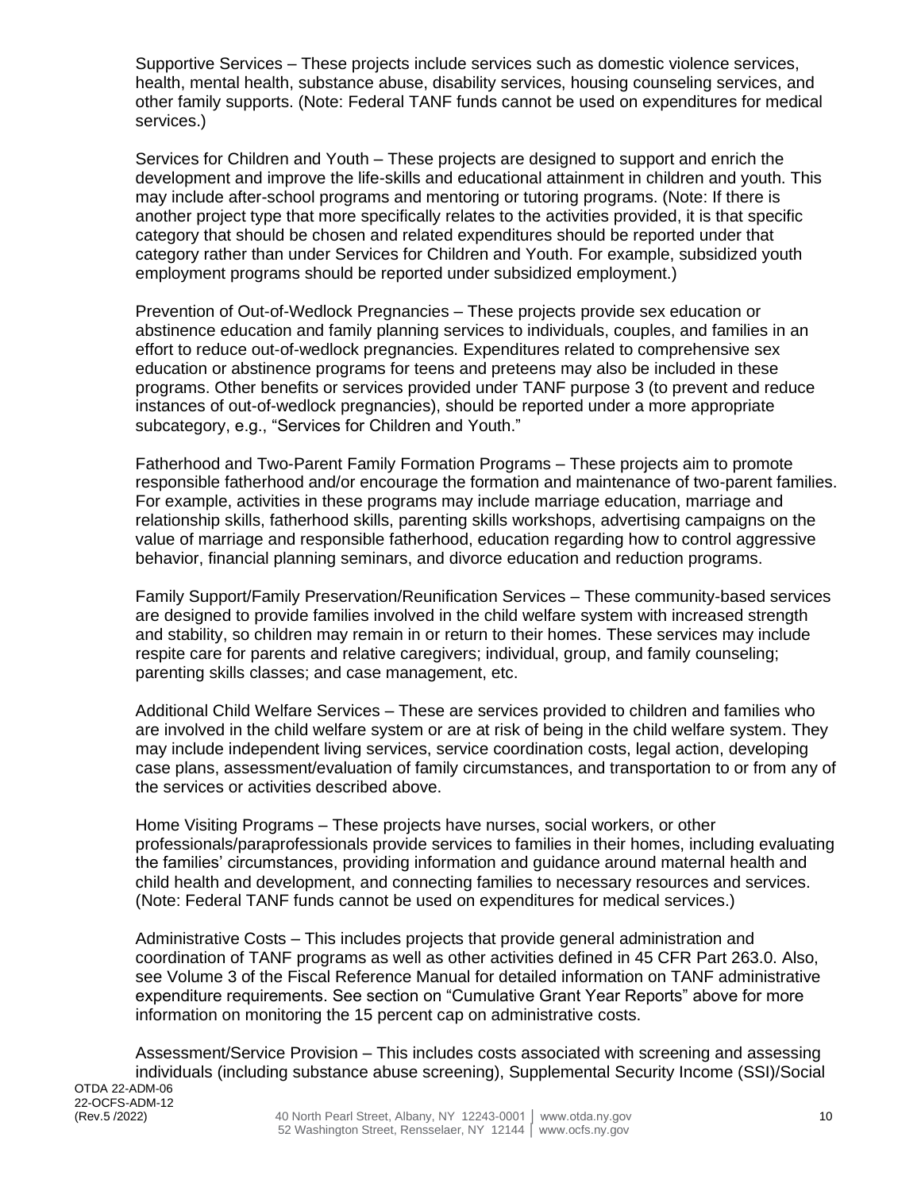Supportive Services – These projects include services such as domestic violence services, health, mental health, substance abuse, disability services, housing counseling services, and other family supports. (Note: Federal TANF funds cannot be used on expenditures for medical services.)

Services for Children and Youth – These projects are designed to support and enrich the development and improve the life-skills and educational attainment in children and youth. This may include after-school programs and mentoring or tutoring programs. (Note: If there is another project type that more specifically relates to the activities provided, it is that specific category that should be chosen and related expenditures should be reported under that category rather than under Services for Children and Youth. For example, subsidized youth employment programs should be reported under subsidized employment.)

Prevention of Out-of-Wedlock Pregnancies – These projects provide sex education or abstinence education and family planning services to individuals, couples, and families in an effort to reduce out-of-wedlock pregnancies. Expenditures related to comprehensive sex education or abstinence programs for teens and preteens may also be included in these programs. Other benefits or services provided under TANF purpose 3 (to prevent and reduce instances of out-of-wedlock pregnancies), should be reported under a more appropriate subcategory, e.g., "Services for Children and Youth."

Fatherhood and Two-Parent Family Formation Programs – These projects aim to promote responsible fatherhood and/or encourage the formation and maintenance of two-parent families. For example, activities in these programs may include marriage education, marriage and relationship skills, fatherhood skills, parenting skills workshops, advertising campaigns on the value of marriage and responsible fatherhood, education regarding how to control aggressive behavior, financial planning seminars, and divorce education and reduction programs.

Family Support/Family Preservation/Reunification Services – These community-based services are designed to provide families involved in the child welfare system with increased strength and stability, so children may remain in or return to their homes. These services may include respite care for parents and relative caregivers; individual, group, and family counseling; parenting skills classes; and case management, etc.

Additional Child Welfare Services – These are services provided to children and families who are involved in the child welfare system or are at risk of being in the child welfare system. They may include independent living services, service coordination costs, legal action, developing case plans, assessment/evaluation of family circumstances, and transportation to or from any of the services or activities described above.

Home Visiting Programs – These projects have nurses, social workers, or other professionals/paraprofessionals provide services to families in their homes, including evaluating the families' circumstances, providing information and guidance around maternal health and child health and development, and connecting families to necessary resources and services. (Note: Federal TANF funds cannot be used on expenditures for medical services.)

Administrative Costs – This includes projects that provide general administration and coordination of TANF programs as well as other activities defined in 45 CFR Part 263.0. Also, see Volume 3 of the Fiscal Reference Manual for detailed information on TANF administrative expenditure requirements. See section on "Cumulative Grant Year Reports" above for more information on monitoring the 15 percent cap on administrative costs.

Assessment/Service Provision – This includes costs associated with screening and assessing individuals (including substance abuse screening), Supplemental Security Income (SSI)/Social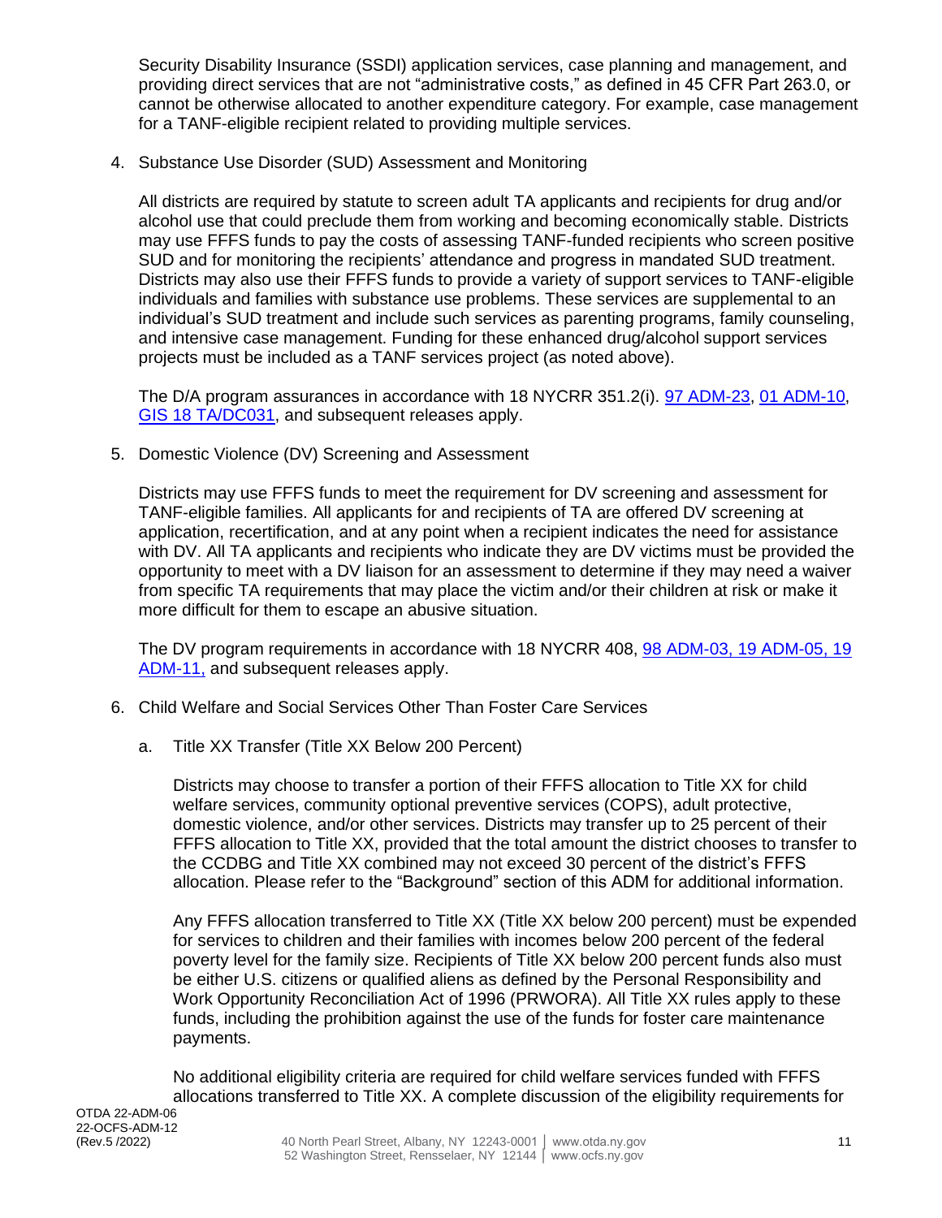Security Disability Insurance (SSDI) application services, case planning and management, and providing direct services that are not "administrative costs," as defined in 45 CFR Part 263.0, or cannot be otherwise allocated to another expenditure category. For example, case management for a TANF-eligible recipient related to providing multiple services.

4. Substance Use Disorder (SUD) Assessment and Monitoring

   All districts are required by statute to screen adult TA applicants and recipients for drug and/or alcohol use that could preclude them from working and becoming economically stable. Districts may use FFFS funds to pay the costs of assessing TANF-funded recipients who screen positive SUD and for monitoring the recipients' attendance and progress in mandated SUD treatment. Districts may also use their FFFS funds to provide a variety of support services to TANF-eligible individuals and families with substance use problems. These services are supplemental to an individual's SUD treatment and include such services as parenting programs, family counseling, and intensive case management. Funding for these enhanced drug/alcohol support services projects must be included as a TANF services project (as noted above).

   The D/A program assurances in accordance with 18 NYCRR 351.2(i). 97 ADM-23, 01 ADM-10, GIS 18 TA/DC031, and subsequent releases apply.

5. Domestic Violence (DV) Screening and Assessment

   Districts may use FFFS funds to meet the requirement for DV screening and assessment for TANF-eligible families. All applicants for and recipients of TA are offered DV screening at application, recertification, and at any point when a recipient indicates the need for assistance with DV. All TA applicants and recipients who indicate they are DV victims must be provided the opportunity to meet with a DV liaison for an assessment to determine if they may need a waiver from specific TA requirements that may place the victim and/or their children at risk or make it more difficult for them to escape an abusive situation.

   The DV program requirements in accordance with 18 NYCRR 408, 98 ADM-03, 19 ADM-05, 19 ADM-11, and subsequent releases apply.

6. Child Welfare and Social Services Other Than Foster Care Services

   a. Title XX Transfer (Title XX Below 200 Percent)

      Districts may choose to transfer a portion of their FFFS allocation to Title XX for child welfare services, community optional preventive services (COPS), adult protective, domestic violence, and/or other services. Districts may transfer up to 25 percent of their FFFS allocation to Title XX, provided that the total amount the district chooses to transfer to the CCDBG and Title XX combined may not exceed 30 percent of the district's FFFS allocation. Please refer to the "Background" section of this ADM for additional information.

      Any FFFS allocation transferred to Title XX (Title XX below 200 percent) must be expended for services to children and their families with incomes below 200 percent of the federal poverty level for the family size. Recipients of Title XX below 200 percent funds also must be either U.S. citizens or qualified aliens as defined by the Personal Responsibility and Work Opportunity Reconciliation Act of 1996 (PRWORA). All Title XX rules apply to these funds, including the prohibition against the use of the funds for foster care maintenance payments.

      No additional eligibility criteria are required for child welfare services funded with FFFS allocations transferred to Title XX. A complete discussion of the eligibility requirements for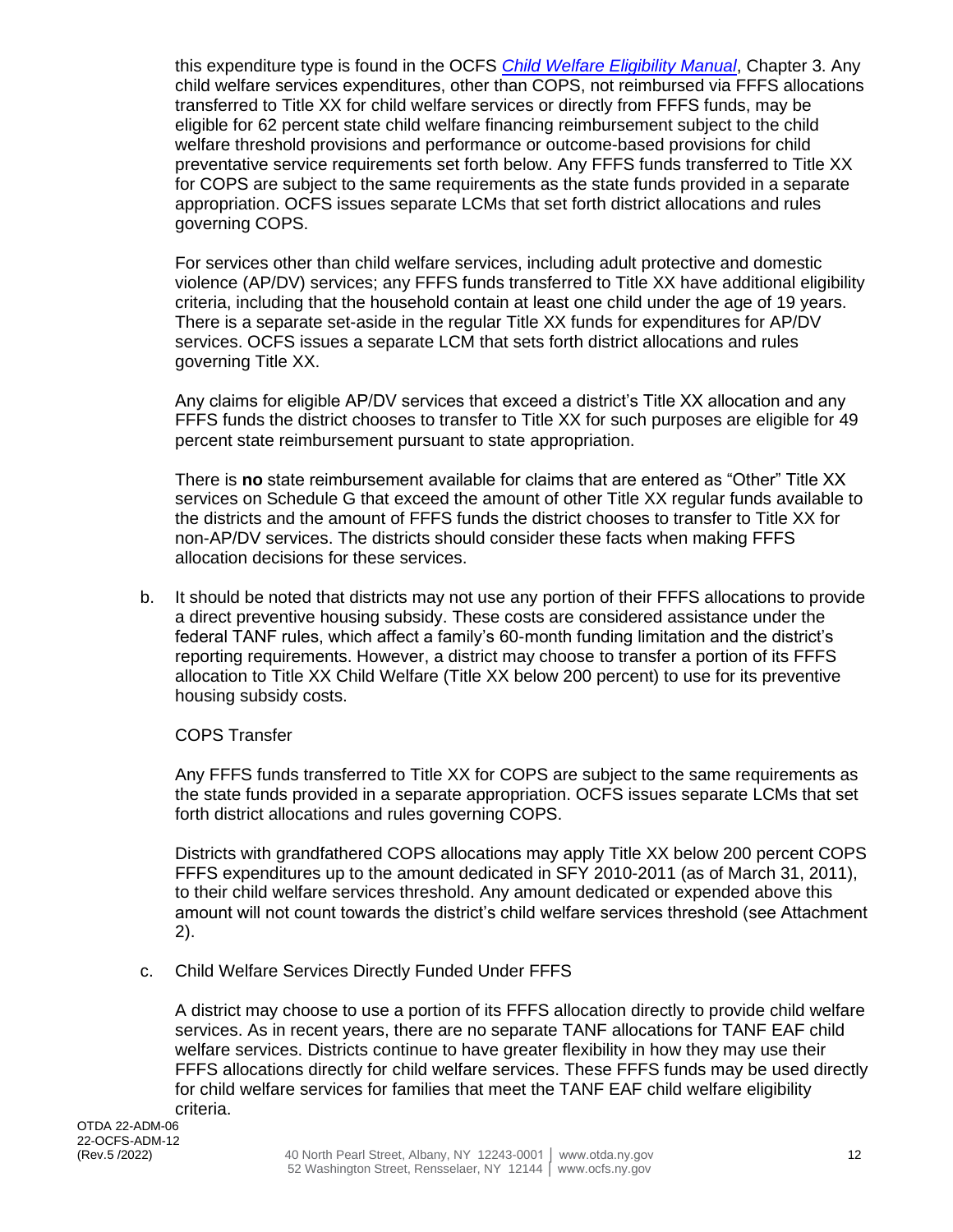this expenditure type is found in the OCFS *Child Welfare Eligibility Manual*, Chapter 3. Any child welfare services expenditures, other than COPS, not reimbursed via FFFS allocations transferred to Title XX for child welfare services or directly from FFFS funds, may be eligible for 62 percent state child welfare financing reimbursement subject to the child welfare threshold provisions and performance or outcome-based provisions for child preventative service requirements set forth below. Any FFFS funds transferred to Title XX for COPS are subject to the same requirements as the state funds provided in a separate appropriation. OCFS issues separate LCMs that set forth district allocations and rules governing COPS.

For services other than child welfare services, including adult protective and domestic violence (AP/DV) services; any FFFS funds transferred to Title XX have additional eligibility criteria, including that the household contain at least one child under the age of 19 years. There is a separate set-aside in the regular Title XX funds for expenditures for AP/DV services. OCFS issues a separate LCM that sets forth district allocations and rules governing Title XX.

Any claims for eligible AP/DV services that exceed a district's Title XX allocation and any FFFS funds the district chooses to transfer to Title XX for such purposes are eligible for 49 percent state reimbursement pursuant to state appropriation.

There is **no** state reimbursement available for claims that are entered as "Other" Title XX services on Schedule G that exceed the amount of other Title XX regular funds available to the districts and the amount of FFFS funds the district chooses to transfer to Title XX for non-AP/DV services. The districts should consider these facts when making FFFS allocation decisions for these services.

b. It should be noted that districts may not use any portion of their FFFS allocations to provide a direct preventive housing subsidy. These costs are considered assistance under the federal TANF rules, which affect a family's 60-month funding limitation and the district's reporting requirements. However, a district may choose to transfer a portion of its FFFS allocation to Title XX Child Welfare (Title XX below 200 percent) to use for its preventive housing subsidy costs.

COPS Transfer

Any FFFS funds transferred to Title XX for COPS are subject to the same requirements as the state funds provided in a separate appropriation. OCFS issues separate LCMs that set forth district allocations and rules governing COPS.

Districts with grandfathered COPS allocations may apply Title XX below 200 percent COPS FFFS expenditures up to the amount dedicated in SFY 2010-2011 (as of March 31, 2011), to their child welfare services threshold. Any amount dedicated or expended above this amount will not count towards the district's child welfare services threshold (see Attachment 2).

c. Child Welfare Services Directly Funded Under FFFS

A district may choose to use a portion of its FFFS allocation directly to provide child welfare services. As in recent years, there are no separate TANF allocations for TANF EAF child welfare services. Districts continue to have greater flexibility in how they may use their FFFS allocations directly for child welfare services. These FFFS funds may be used directly for child welfare services for families that meet the TANF EAF child welfare eligibility criteria.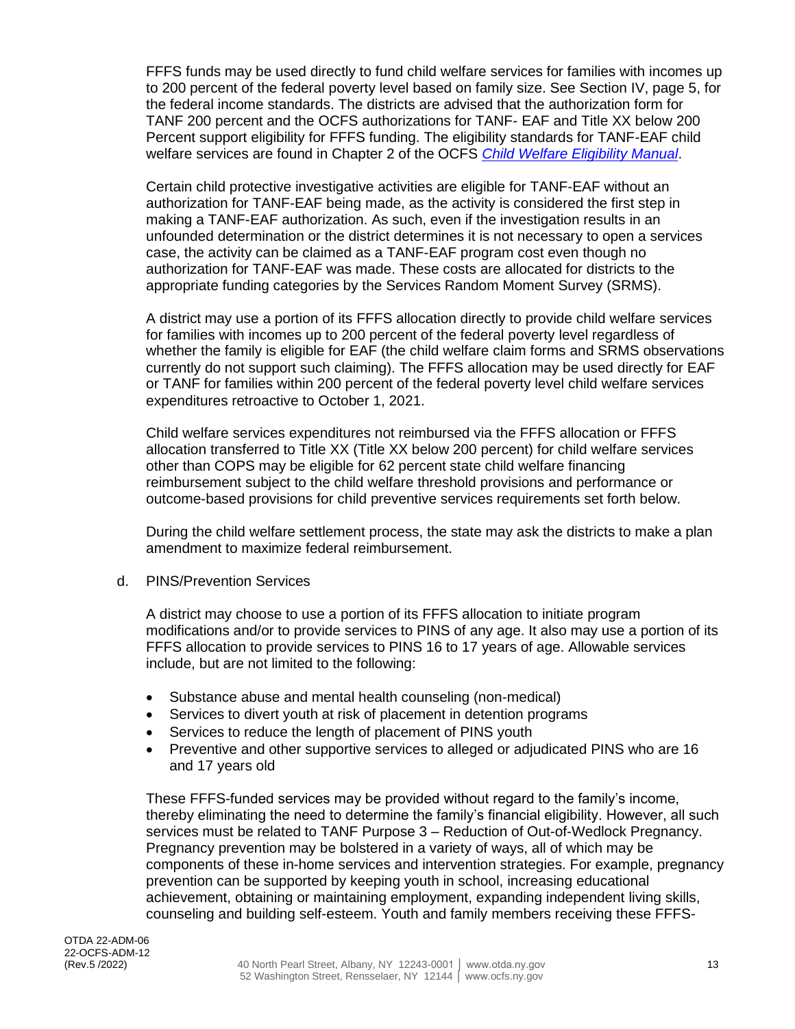FFFS funds may be used directly to fund child welfare services for families with incomes up to 200 percent of the federal poverty level based on family size. See Section IV, page 5, for the federal income standards. The districts are advised that the authorization form for TANF 200 percent and the OCFS authorizations for TANF- EAF and Title XX below 200 Percent support eligibility for FFFS funding. The eligibility standards for TANF-EAF child welfare services are found in Chapter 2 of the OCFS *Child Welfare Eligibility Manual*.

Certain child protective investigative activities are eligible for TANF-EAF without an authorization for TANF-EAF being made, as the activity is considered the first step in making a TANF-EAF authorization. As such, even if the investigation results in an unfounded determination or the district determines it is not necessary to open a services case, the activity can be claimed as a TANF-EAF program cost even though no authorization for TANF-EAF was made. These costs are allocated for districts to the appropriate funding categories by the Services Random Moment Survey (SRMS).

A district may use a portion of its FFFS allocation directly to provide child welfare services for families with incomes up to 200 percent of the federal poverty level regardless of whether the family is eligible for EAF (the child welfare claim forms and SRMS observations currently do not support such claiming). The FFFS allocation may be used directly for EAF or TANF for families within 200 percent of the federal poverty level child welfare services expenditures retroactive to October 1, 2021.

Child welfare services expenditures not reimbursed via the FFFS allocation or FFFS allocation transferred to Title XX (Title XX below 200 percent) for child welfare services other than COPS may be eligible for 62 percent state child welfare financing reimbursement subject to the child welfare threshold provisions and performance or outcome-based provisions for child preventive services requirements set forth below.

During the child welfare settlement process, the state may ask the districts to make a plan amendment to maximize federal reimbursement.

d. PINS/Prevention Services

A district may choose to use a portion of its FFFS allocation to initiate program modifications and/or to provide services to PINS of any age. It also may use a portion of its FFFS allocation to provide services to PINS 16 to 17 years of age. Allowable services include, but are not limited to the following:

- Substance abuse and mental health counseling (non-medical)
- Services to divert youth at risk of placement in detention programs
- Services to reduce the length of placement of PINS youth
- Preventive and other supportive services to alleged or adjudicated PINS who are 16 and 17 years old

These FFFS-funded services may be provided without regard to the family's income, thereby eliminating the need to determine the family's financial eligibility. However, all such services must be related to TANF Purpose 3 – Reduction of Out-of-Wedlock Pregnancy. Pregnancy prevention may be bolstered in a variety of ways, all of which may be components of these in-home services and intervention strategies. For example, pregnancy prevention can be supported by keeping youth in school, increasing educational achievement, obtaining or maintaining employment, expanding independent living skills, counseling and building self-esteem. Youth and family members receiving these FFFS-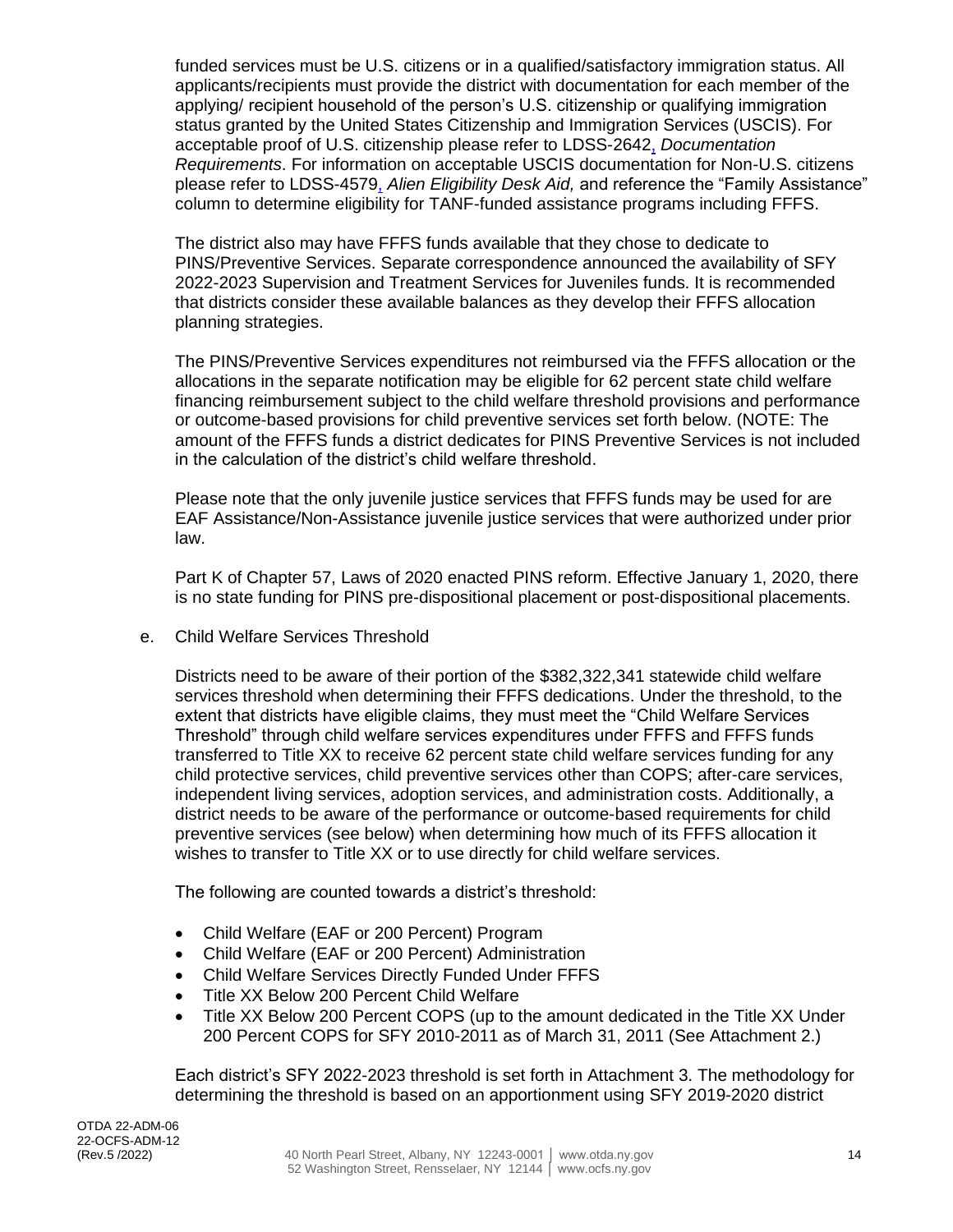funded services must be U.S. citizens or in a qualified/satisfactory immigration status. All applicants/recipients must provide the district with documentation for each member of the applying/ recipient household of the person's U.S. citizenship or qualifying immigration status granted by the United States Citizenship and Immigration Services (USCIS). For acceptable proof of U.S. citizenship please refer to LDSS-2642, *Documentation Requirements*. For information on acceptable USCIS documentation for Non-U.S. citizens please refer to LDSS-4579, *Alien Eligibility Desk Aid,* and reference the "Family Assistance" column to determine eligibility for TANF-funded assistance programs including FFFS.

The district also may have FFFS funds available that they chose to dedicate to PINS/Preventive Services. Separate correspondence announced the availability of SFY 2022-2023 Supervision and Treatment Services for Juveniles funds. It is recommended that districts consider these available balances as they develop their FFFS allocation planning strategies.

The PINS/Preventive Services expenditures not reimbursed via the FFFS allocation or the allocations in the separate notification may be eligible for 62 percent state child welfare financing reimbursement subject to the child welfare threshold provisions and performance or outcome-based provisions for child preventive services set forth below. (NOTE: The amount of the FFFS funds a district dedicates for PINS Preventive Services is not included in the calculation of the district's child welfare threshold.

Please note that the only juvenile justice services that FFFS funds may be used for are EAF Assistance/Non-Assistance juvenile justice services that were authorized under prior law.

Part K of Chapter 57, Laws of 2020 enacted PINS reform. Effective January 1, 2020, there is no state funding for PINS pre-dispositional placement or post-dispositional placements.

e. Child Welfare Services Threshold

Districts need to be aware of their portion of the $382,322,341 statewide child welfare services threshold when determining their FFFS dedications. Under the threshold, to the extent that districts have eligible claims, they must meet the "Child Welfare Services Threshold" through child welfare services expenditures under FFFS and FFFS funds transferred to Title XX to receive 62 percent state child welfare services funding for any child protective services, child preventive services other than COPS; after-care services, independent living services, adoption services, and administration costs. Additionally, a district needs to be aware of the performance or outcome-based requirements for child preventive services (see below) when determining how much of its FFFS allocation it wishes to transfer to Title XX or to use directly for child welfare services.

The following are counted towards a district's threshold:

- Child Welfare (EAF or 200 Percent) Program
- Child Welfare (EAF or 200 Percent) Administration
- Child Welfare Services Directly Funded Under FFFS
- Title XX Below 200 Percent Child Welfare
- Title XX Below 200 Percent COPS (up to the amount dedicated in the Title XX Under 200 Percent COPS for SFY 2010-2011 as of March 31, 2011 (See Attachment 2.)

Each district's SFY 2022-2023 threshold is set forth in Attachment 3. The methodology for determining the threshold is based on an apportionment using SFY 2019-2020 district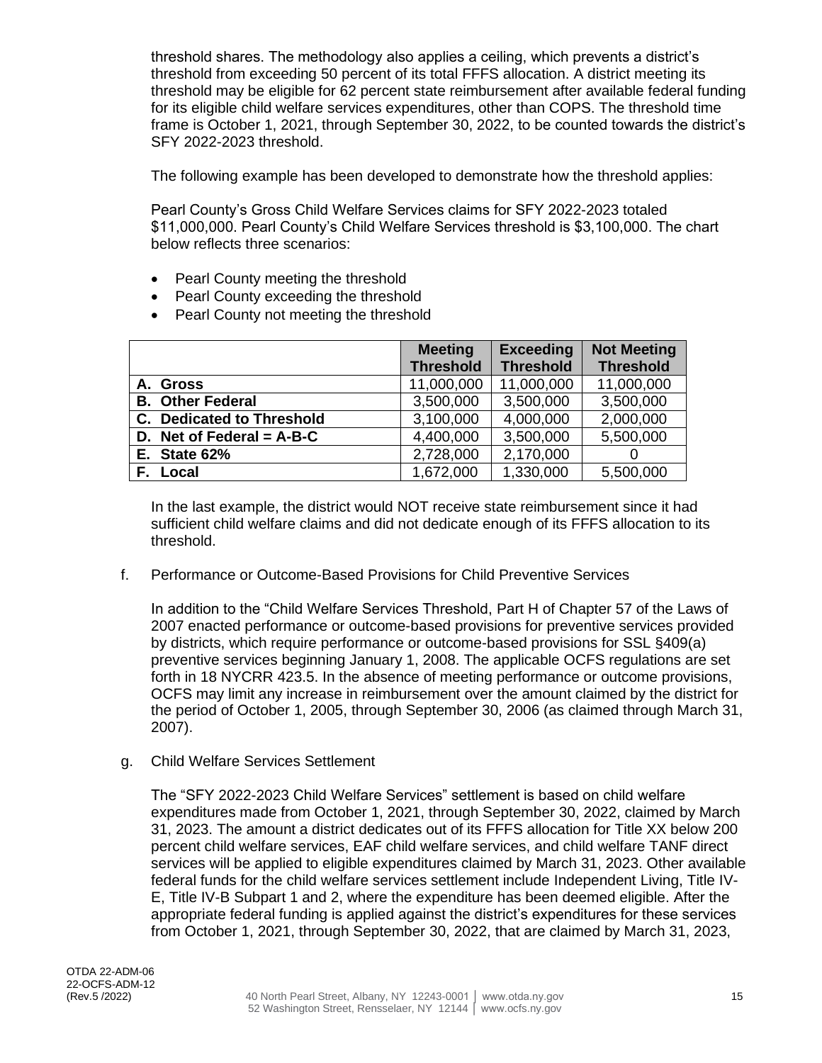threshold shares. The methodology also applies a ceiling, which prevents a district's threshold from exceeding 50 percent of its total FFFS allocation. A district meeting its threshold may be eligible for 62 percent state reimbursement after available federal funding for its eligible child welfare services expenditures, other than COPS. The threshold time frame is October 1, 2021, through September 30, 2022, to be counted towards the district's SFY 2022-2023 threshold.

The following example has been developed to demonstrate how the threshold applies:

Pearl County's Gross Child Welfare Services claims for SFY 2022-2023 totaled $11,000,000. Pearl County's Child Welfare Services threshold is $3,100,000. The chart below reflects three scenarios:

- Pearl County meeting the threshold
- Pearl County exceeding the threshold
- Pearl County not meeting the threshold

| | Meeting Threshold | Exceeding Threshold | Not Meeting Threshold |
|---|---|---|---|
| **A. Gross** | 11,000,000 | 11,000,000 | 11,000,000 |
| **B. Other Federal** | 3,500,000 | 3,500,000 | 3,500,000 |
| **C. Dedicated to Threshold** | 3,100,000 | 4,000,000 | 2,000,000 |
| **D. Net of Federal = A-B-C** | 4,400,000 | 3,500,000 | 5,500,000 |
| **E. State 62%** | 2,728,000 | 2,170,000 | 0 |
| **F. Local** | 1,672,000 | 1,330,000 | 5,500,000 |

In the last example, the district would NOT receive state reimbursement since it had sufficient child welfare claims and did not dedicate enough of its FFFS allocation to its threshold.

f. Performance or Outcome-Based Provisions for Child Preventive Services

In addition to the "Child Welfare Services Threshold, Part H of Chapter 57 of the Laws of 2007 enacted performance or outcome-based provisions for preventive services provided by districts, which require performance or outcome-based provisions for SSL §409(a) preventive services beginning January 1, 2008. The applicable OCFS regulations are set forth in 18 NYCRR 423.5. In the absence of meeting performance or outcome provisions, OCFS may limit any increase in reimbursement over the amount claimed by the district for the period of October 1, 2005, through September 30, 2006 (as claimed through March 31, 2007).

g. Child Welfare Services Settlement

The "SFY 2022-2023 Child Welfare Services" settlement is based on child welfare expenditures made from October 1, 2021, through September 30, 2022, claimed by March 31, 2023. The amount a district dedicates out of its FFFS allocation for Title XX below 200 percent child welfare services, EAF child welfare services, and child welfare TANF direct services will be applied to eligible expenditures claimed by March 31, 2023. Other available federal funds for the child welfare services settlement include Independent Living, Title IV-E, Title IV-B Subpart 1 and 2, where the expenditure has been deemed eligible. After the appropriate federal funding is applied against the district's expenditures for these services from October 1, 2021, through September 30, 2022, that are claimed by March 31, 2023,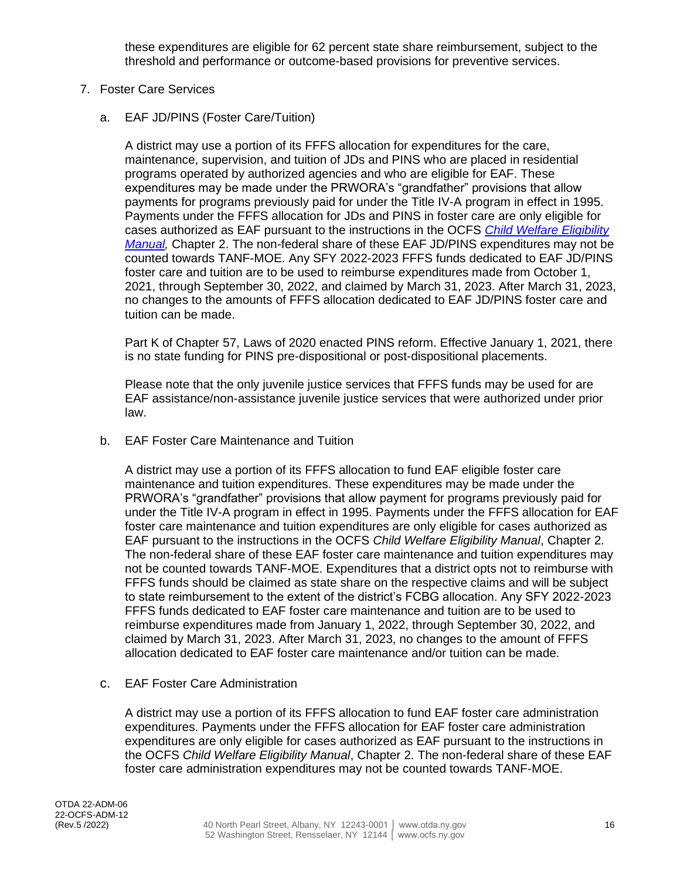these expenditures are eligible for 62 percent state share reimbursement, subject to the threshold and performance or outcome-based provisions for preventive services.

7. Foster Care Services

   a. EAF JD/PINS (Foster Care/Tuition)

   A district may use a portion of its FFFS allocation for expenditures for the care, maintenance, supervision, and tuition of JDs and PINS who are placed in residential programs operated by authorized agencies and who are eligible for EAF. These expenditures may be made under the PRWORA's "grandfather" provisions that allow payments for programs previously paid for under the Title IV-A program in effect in 1995. Payments under the FFFS allocation for JDs and PINS in foster care are only eligible for cases authorized as EAF pursuant to the instructions in the OCFS *Child Welfare Eligibility Manual,* Chapter 2. The non-federal share of these EAF JD/PINS expenditures may not be counted towards TANF-MOE. Any SFY 2022-2023 FFFS funds dedicated to EAF JD/PINS foster care and tuition are to be used to reimburse expenditures made from October 1, 2021, through September 30, 2022, and claimed by March 31, 2023. After March 31, 2023, no changes to the amounts of FFFS allocation dedicated to EAF JD/PINS foster care and tuition can be made.

   Part K of Chapter 57, Laws of 2020 enacted PINS reform. Effective January 1, 2021, there is no state funding for PINS pre-dispositional or post-dispositional placements.

   Please note that the only juvenile justice services that FFFS funds may be used for are EAF assistance/non-assistance juvenile justice services that were authorized under prior law.

   b. EAF Foster Care Maintenance and Tuition

   A district may use a portion of its FFFS allocation to fund EAF eligible foster care maintenance and tuition expenditures. These expenditures may be made under the PRWORA's "grandfather" provisions that allow payment for programs previously paid for under the Title IV-A program in effect in 1995. Payments under the FFFS allocation for EAF foster care maintenance and tuition expenditures are only eligible for cases authorized as EAF pursuant to the instructions in the OCFS *Child Welfare Eligibility Manual*, Chapter 2. The non-federal share of these EAF foster care maintenance and tuition expenditures may not be counted towards TANF-MOE. Expenditures that a district opts not to reimburse with FFFS funds should be claimed as state share on the respective claims and will be subject to state reimbursement to the extent of the district's FCBG allocation. Any SFY 2022-2023 FFFS funds dedicated to EAF foster care maintenance and tuition are to be used to reimburse expenditures made from January 1, 2022, through September 30, 2022, and claimed by March 31, 2023. After March 31, 2023, no changes to the amount of FFFS allocation dedicated to EAF foster care maintenance and/or tuition can be made.

   c. EAF Foster Care Administration

   A district may use a portion of its FFFS allocation to fund EAF foster care administration expenditures. Payments under the FFFS allocation for EAF foster care administration expenditures are only eligible for cases authorized as EAF pursuant to the instructions in the OCFS *Child Welfare Eligibility Manual*, Chapter 2. The non-federal share of these EAF foster care administration expenditures may not be counted towards TANF-MOE.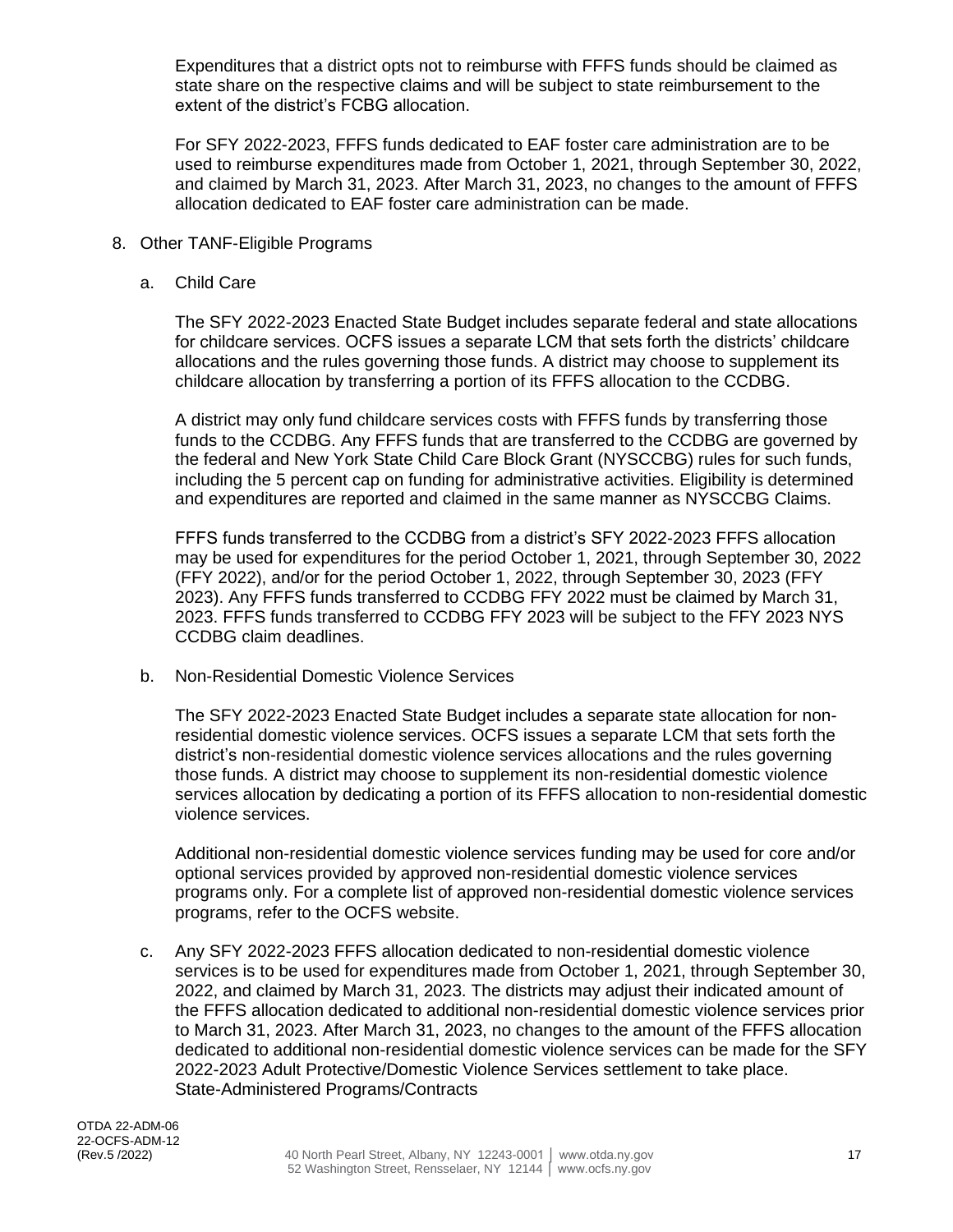Expenditures that a district opts not to reimburse with FFFS funds should be claimed as state share on the respective claims and will be subject to state reimbursement to the extent of the district's FCBG allocation.

For SFY 2022-2023, FFFS funds dedicated to EAF foster care administration are to be used to reimburse expenditures made from October 1, 2021, through September 30, 2022, and claimed by March 31, 2023. After March 31, 2023, no changes to the amount of FFFS allocation dedicated to EAF foster care administration can be made.

8. Other TANF-Eligible Programs

   a. Child Care

      The SFY 2022-2023 Enacted State Budget includes separate federal and state allocations for childcare services. OCFS issues a separate LCM that sets forth the districts' childcare allocations and the rules governing those funds. A district may choose to supplement its childcare allocation by transferring a portion of its FFFS allocation to the CCDBG.

      A district may only fund childcare services costs with FFFS funds by transferring those funds to the CCDBG. Any FFFS funds that are transferred to the CCDBG are governed by the federal and New York State Child Care Block Grant (NYSCCBG) rules for such funds, including the 5 percent cap on funding for administrative activities. Eligibility is determined and expenditures are reported and claimed in the same manner as NYSCCBG Claims.

      FFFS funds transferred to the CCDBG from a district's SFY 2022-2023 FFFS allocation may be used for expenditures for the period October 1, 2021, through September 30, 2022 (FFY 2022), and/or for the period October 1, 2022, through September 30, 2023 (FFY 2023). Any FFFS funds transferred to CCDBG FFY 2022 must be claimed by March 31, 2023. FFFS funds transferred to CCDBG FFY 2023 will be subject to the FFY 2023 NYS CCDBG claim deadlines.

   b. Non-Residential Domestic Violence Services

      The SFY 2022-2023 Enacted State Budget includes a separate state allocation for non-residential domestic violence services. OCFS issues a separate LCM that sets forth the district's non-residential domestic violence services allocations and the rules governing those funds. A district may choose to supplement its non-residential domestic violence services allocation by dedicating a portion of its FFFS allocation to non-residential domestic violence services.

      Additional non-residential domestic violence services funding may be used for core and/or optional services provided by approved non-residential domestic violence services programs only. For a complete list of approved non-residential domestic violence services programs, refer to the OCFS website.

   c. Any SFY 2022-2023 FFFS allocation dedicated to non-residential domestic violence services is to be used for expenditures made from October 1, 2021, through September 30, 2022, and claimed by March 31, 2023. The districts may adjust their indicated amount of the FFFS allocation dedicated to additional non-residential domestic violence services prior to March 31, 2023. After March 31, 2023, no changes to the amount of the FFFS allocation dedicated to additional non-residential domestic violence services can be made for the SFY 2022-2023 Adult Protective/Domestic Violence Services settlement to take place.
      State-Administered Programs/Contracts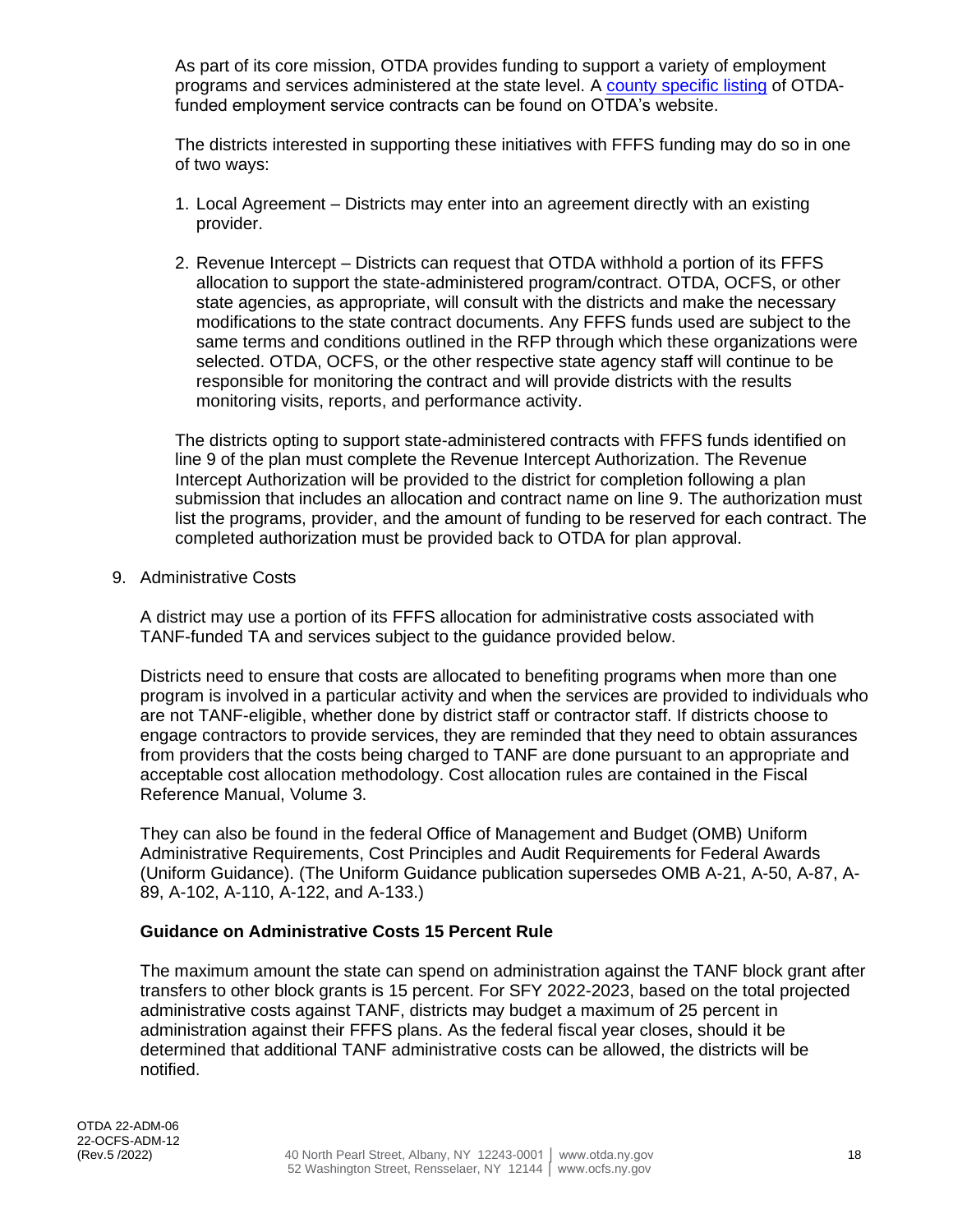As part of its core mission, OTDA provides funding to support a variety of employment programs and services administered at the state level. A [county specific listing]() of OTDA-funded employment service contracts can be found on OTDA's website.

The districts interested in supporting these initiatives with FFFS funding may do so in one of two ways:

1. Local Agreement – Districts may enter into an agreement directly with an existing provider.
2. Revenue Intercept – Districts can request that OTDA withhold a portion of its FFFS allocation to support the state-administered program/contract. OTDA, OCFS, or other state agencies, as appropriate, will consult with the districts and make the necessary modifications to the state contract documents. Any FFFS funds used are subject to the same terms and conditions outlined in the RFP through which these organizations were selected. OTDA, OCFS, or the other respective state agency staff will continue to be responsible for monitoring the contract and will provide districts with the results monitoring visits, reports, and performance activity.

The districts opting to support state-administered contracts with FFFS funds identified on line 9 of the plan must complete the Revenue Intercept Authorization. The Revenue Intercept Authorization will be provided to the district for completion following a plan submission that includes an allocation and contract name on line 9. The authorization must list the programs, provider, and the amount of funding to be reserved for each contract. The completed authorization must be provided back to OTDA for plan approval.

9. Administrative Costs

A district may use a portion of its FFFS allocation for administrative costs associated with TANF-funded TA and services subject to the guidance provided below.

Districts need to ensure that costs are allocated to benefiting programs when more than one program is involved in a particular activity and when the services are provided to individuals who are not TANF-eligible, whether done by district staff or contractor staff. If districts choose to engage contractors to provide services, they are reminded that they need to obtain assurances from providers that the costs being charged to TANF are done pursuant to an appropriate and acceptable cost allocation methodology. Cost allocation rules are contained in the Fiscal Reference Manual, Volume 3.

They can also be found in the federal Office of Management and Budget (OMB) Uniform Administrative Requirements, Cost Principles and Audit Requirements for Federal Awards (Uniform Guidance). (The Uniform Guidance publication supersedes OMB A-21, A-50, A-87, A-89, A-102, A-110, A-122, and A-133.)

**Guidance on Administrative Costs 15 Percent Rule**

The maximum amount the state can spend on administration against the TANF block grant after transfers to other block grants is 15 percent. For SFY 2022-2023, based on the total projected administrative costs against TANF, districts may budget a maximum of 25 percent in administration against their FFFS plans. As the federal fiscal year closes, should it be determined that additional TANF administrative costs can be allowed, the districts will be notified.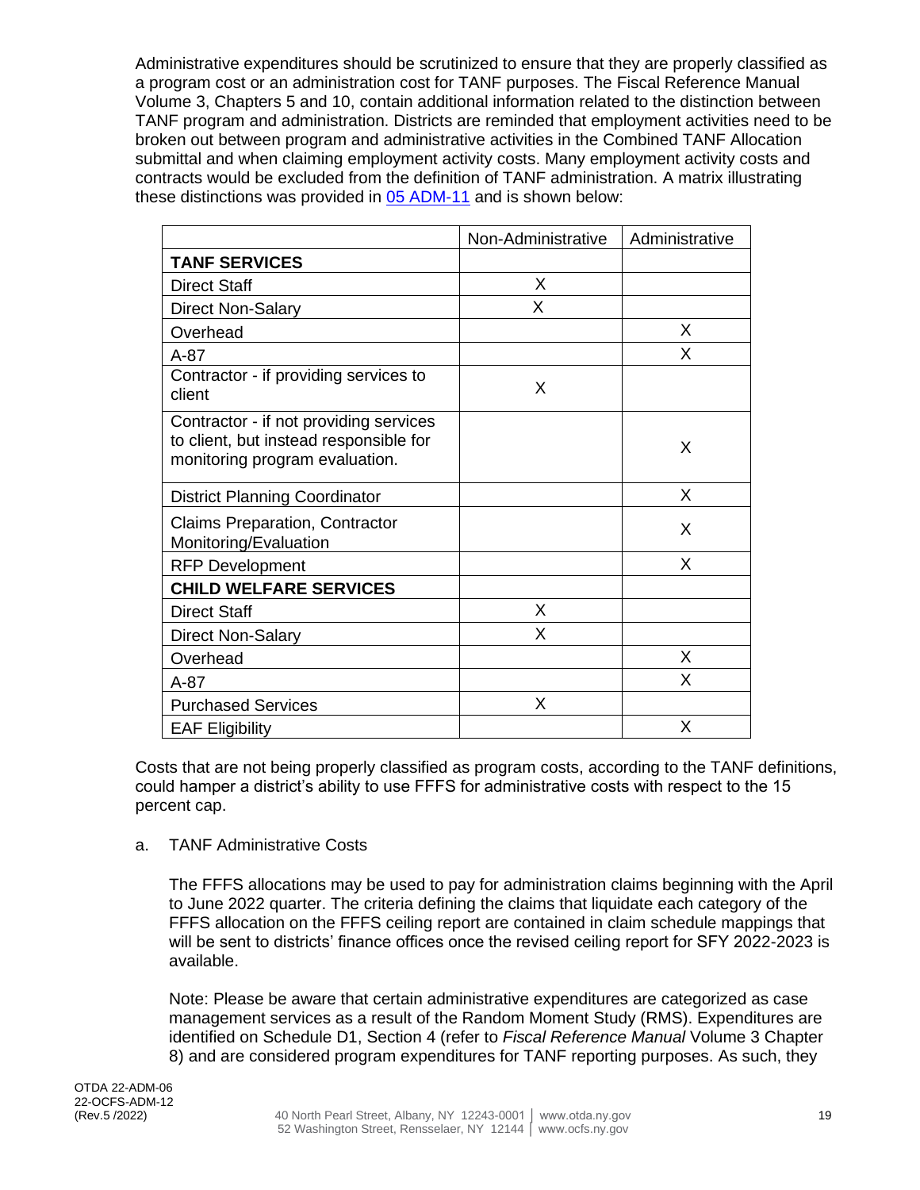Administrative expenditures should be scrutinized to ensure that they are properly classified as a program cost or an administration cost for TANF purposes. The Fiscal Reference Manual Volume 3, Chapters 5 and 10, contain additional information related to the distinction between TANF program and administration. Districts are reminded that employment activities need to be broken out between program and administrative activities in the Combined TANF Allocation submittal and when claiming employment activity costs. Many employment activity costs and contracts would be excluded from the definition of TANF administration. A matrix illustrating these distinctions was provided in 05 ADM-11 and is shown below:

| | Non-Administrative | Administrative |
|---|---|---|
| **TANF SERVICES** | | |
| Direct Staff | X | |
| Direct Non-Salary | X | |
| Overhead | | X |
| A-87 | | X |
| Contractor - if providing services to client | X | |
| Contractor - if not providing services to client, but instead responsible for monitoring program evaluation. | | X |
| District Planning Coordinator | | X |
| Claims Preparation, Contractor Monitoring/Evaluation | | X |
| RFP Development | | X |
| **CHILD WELFARE SERVICES** | | |
| Direct Staff | X | |
| Direct Non-Salary | X | |
| Overhead | | X |
| A-87 | | X |
| Purchased Services | X | |
| EAF Eligibility | | X |

Costs that are not being properly classified as program costs, according to the TANF definitions, could hamper a district's ability to use FFFS for administrative costs with respect to the 15 percent cap.

a. TANF Administrative Costs

The FFFS allocations may be used to pay for administration claims beginning with the April to June 2022 quarter. The criteria defining the claims that liquidate each category of the FFFS allocation on the FFFS ceiling report are contained in claim schedule mappings that will be sent to districts' finance offices once the revised ceiling report for SFY 2022-2023 is available.

Note: Please be aware that certain administrative expenditures are categorized as case management services as a result of the Random Moment Study (RMS). Expenditures are identified on Schedule D1, Section 4 (refer to *Fiscal Reference Manual* Volume 3 Chapter 8) and are considered program expenditures for TANF reporting purposes. As such, they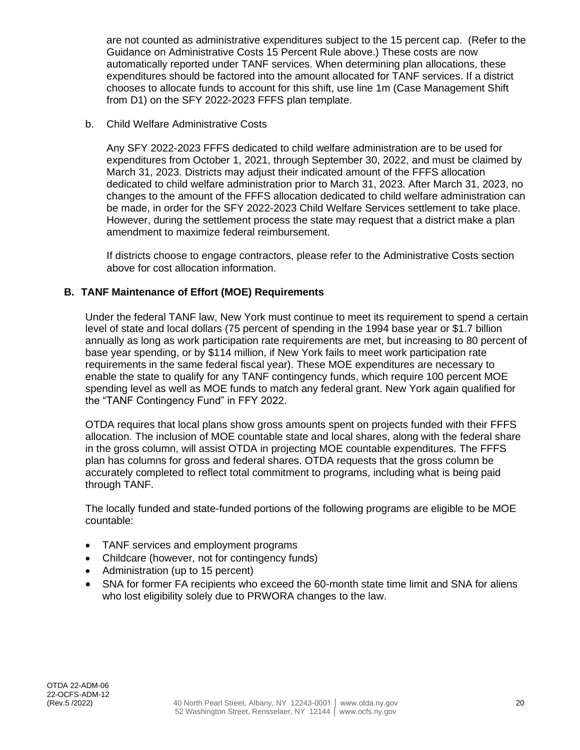are not counted as administrative expenditures subject to the 15 percent cap. (Refer to the Guidance on Administrative Costs 15 Percent Rule above.) These costs are now automatically reported under TANF services. When determining plan allocations, these expenditures should be factored into the amount allocated for TANF services. If a district chooses to allocate funds to account for this shift, use line 1m (Case Management Shift from D1) on the SFY 2022-2023 FFFS plan template.

b. Child Welfare Administrative Costs

Any SFY 2022-2023 FFFS dedicated to child welfare administration are to be used for expenditures from October 1, 2021, through September 30, 2022, and must be claimed by March 31, 2023. Districts may adjust their indicated amount of the FFFS allocation dedicated to child welfare administration prior to March 31, 2023. After March 31, 2023, no changes to the amount of the FFFS allocation dedicated to child welfare administration can be made, in order for the SFY 2022-2023 Child Welfare Services settlement to take place. However, during the settlement process the state may request that a district make a plan amendment to maximize federal reimbursement.

If districts choose to engage contractors, please refer to the Administrative Costs section above for cost allocation information.

## B. TANF Maintenance of Effort (MOE) Requirements

Under the federal TANF law, New York must continue to meet its requirement to spend a certain level of state and local dollars (75 percent of spending in the 1994 base year or $1.7 billion annually as long as work participation rate requirements are met, but increasing to 80 percent of base year spending, or by $114 million, if New York fails to meet work participation rate requirements in the same federal fiscal year). These MOE expenditures are necessary to enable the state to qualify for any TANF contingency funds, which require 100 percent MOE spending level as well as MOE funds to match any federal grant. New York again qualified for the "TANF Contingency Fund" in FFY 2022.

OTDA requires that local plans show gross amounts spent on projects funded with their FFFS allocation. The inclusion of MOE countable state and local shares, along with the federal share in the gross column, will assist OTDA in projecting MOE countable expenditures. The FFFS plan has columns for gross and federal shares. OTDA requests that the gross column be accurately completed to reflect total commitment to programs, including what is being paid through TANF.

The locally funded and state-funded portions of the following programs are eligible to be MOE countable:

- TANF services and employment programs
- Childcare (however, not for contingency funds)
- Administration (up to 15 percent)
- SNA for former FA recipients who exceed the 60-month state time limit and SNA for aliens who lost eligibility solely due to PRWORA changes to the law.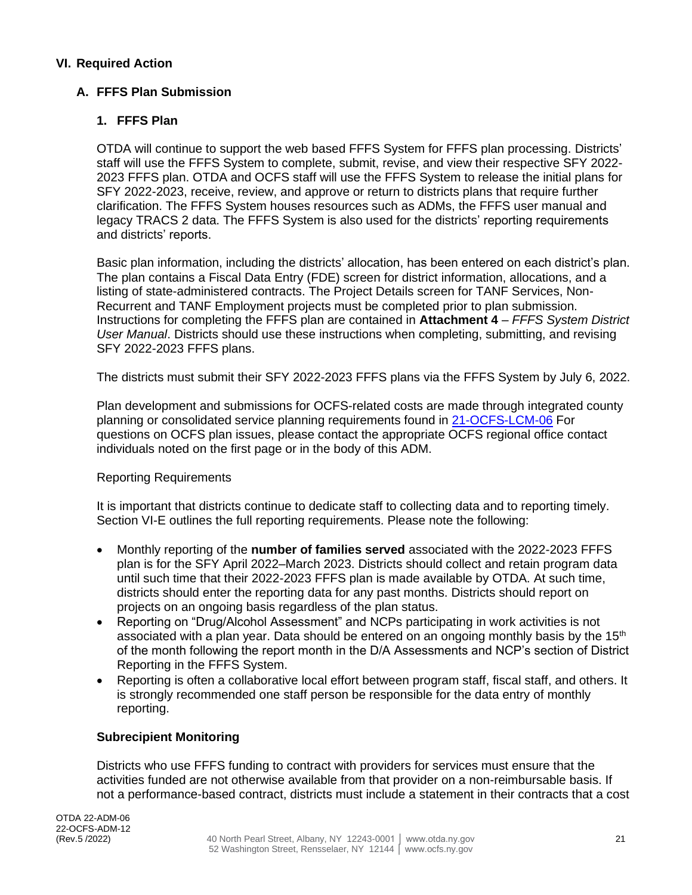## VI. Required Action

### A. FFFS Plan Submission

#### 1. FFFS Plan

OTDA will continue to support the web based FFFS System for FFFS plan processing. Districts' staff will use the FFFS System to complete, submit, revise, and view their respective SFY 2022-2023 FFFS plan. OTDA and OCFS staff will use the FFFS System to release the initial plans for SFY 2022-2023, receive, review, and approve or return to districts plans that require further clarification. The FFFS System houses resources such as ADMs, the FFFS user manual and legacy TRACS 2 data. The FFFS System is also used for the districts' reporting requirements and districts' reports.

Basic plan information, including the districts' allocation, has been entered on each district's plan. The plan contains a Fiscal Data Entry (FDE) screen for district information, allocations, and a listing of state-administered contracts. The Project Details screen for TANF Services, Non-Recurrent and TANF Employment projects must be completed prior to plan submission. Instructions for completing the FFFS plan are contained in **Attachment 4** – *FFFS System District User Manual*. Districts should use these instructions when completing, submitting, and revising SFY 2022-2023 FFFS plans.

The districts must submit their SFY 2022-2023 FFFS plans via the FFFS System by July 6, 2022.

Plan development and submissions for OCFS-related costs are made through integrated county planning or consolidated service planning requirements found in 21-OCFS-LCM-06 For questions on OCFS plan issues, please contact the appropriate OCFS regional office contact individuals noted on the first page or in the body of this ADM.

Reporting Requirements

It is important that districts continue to dedicate staff to collecting data and to reporting timely. Section VI-E outlines the full reporting requirements. Please note the following:

- Monthly reporting of the **number of families served** associated with the 2022-2023 FFFS plan is for the SFY April 2022–March 2023. Districts should collect and retain program data until such time that their 2022-2023 FFFS plan is made available by OTDA. At such time, districts should enter the reporting data for any past months. Districts should report on projects on an ongoing basis regardless of the plan status.
- Reporting on "Drug/Alcohol Assessment" and NCPs participating in work activities is not associated with a plan year. Data should be entered on an ongoing monthly basis by the 15th of the month following the report month in the D/A Assessments and NCP's section of District Reporting in the FFFS System.
- Reporting is often a collaborative local effort between program staff, fiscal staff, and others. It is strongly recommended one staff person be responsible for the data entry of monthly reporting.

**Subrecipient Monitoring**

Districts who use FFFS funding to contract with providers for services must ensure that the activities funded are not otherwise available from that provider on a non-reimbursable basis. If not a performance-based contract, districts must include a statement in their contracts that a cost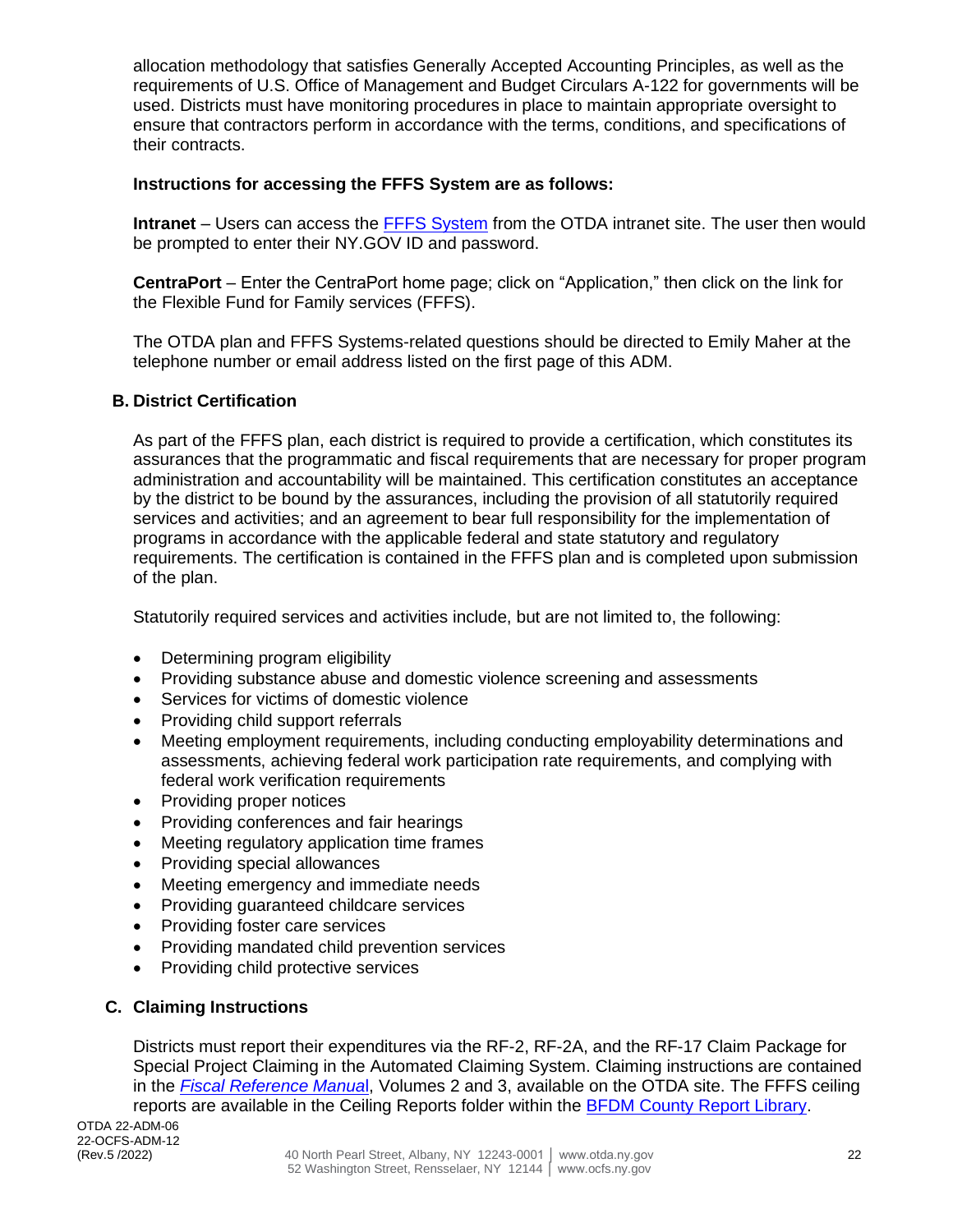allocation methodology that satisfies Generally Accepted Accounting Principles, as well as the requirements of U.S. Office of Management and Budget Circulars A-122 for governments will be used. Districts must have monitoring procedures in place to maintain appropriate oversight to ensure that contractors perform in accordance with the terms, conditions, and specifications of their contracts.

**Instructions for accessing the FFFS System are as follows:**

**Intranet** – Users can access the FFFS System from the OTDA intranet site. The user then would be prompted to enter their NY.GOV ID and password.

**CentraPort** – Enter the CentraPort home page; click on "Application," then click on the link for the Flexible Fund for Family services (FFFS).

The OTDA plan and FFFS Systems-related questions should be directed to Emily Maher at the telephone number or email address listed on the first page of this ADM.

### B. District Certification

As part of the FFFS plan, each district is required to provide a certification, which constitutes its assurances that the programmatic and fiscal requirements that are necessary for proper program administration and accountability will be maintained. This certification constitutes an acceptance by the district to be bound by the assurances, including the provision of all statutorily required services and activities; and an agreement to bear full responsibility for the implementation of programs in accordance with the applicable federal and state statutory and regulatory requirements. The certification is contained in the FFFS plan and is completed upon submission of the plan.

Statutorily required services and activities include, but are not limited to, the following:

- Determining program eligibility
- Providing substance abuse and domestic violence screening and assessments
- Services for victims of domestic violence
- Providing child support referrals
- Meeting employment requirements, including conducting employability determinations and assessments, achieving federal work participation rate requirements, and complying with federal work verification requirements
- Providing proper notices
- Providing conferences and fair hearings
- Meeting regulatory application time frames
- Providing special allowances
- Meeting emergency and immediate needs
- Providing guaranteed childcare services
- Providing foster care services
- Providing mandated child prevention services
- Providing child protective services

### C. Claiming Instructions

Districts must report their expenditures via the RF-2, RF-2A, and the RF-17 Claim Package for Special Project Claiming in the Automated Claiming System. Claiming instructions are contained in the *Fiscal Reference Manual*, Volumes 2 and 3, available on the OTDA site. The FFFS ceiling reports are available in the Ceiling Reports folder within the BFDM County Report Library.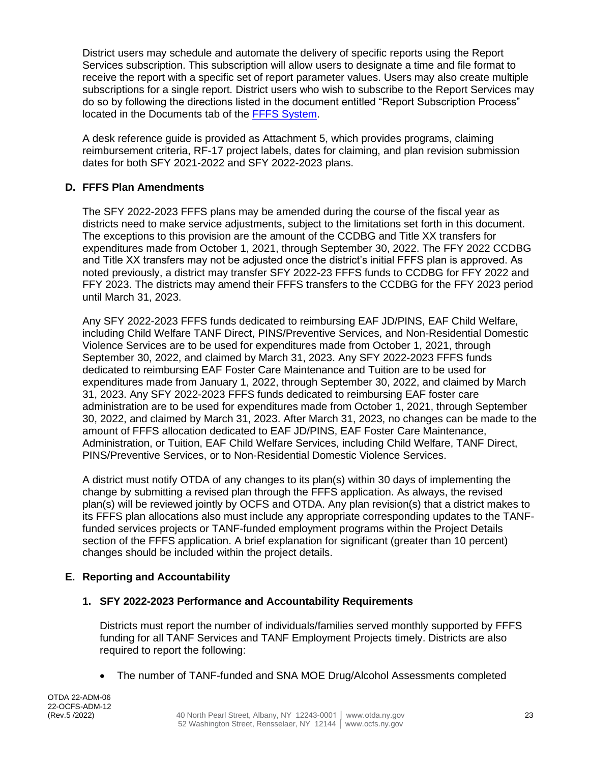District users may schedule and automate the delivery of specific reports using the Report Services subscription. This subscription will allow users to designate a time and file format to receive the report with a specific set of report parameter values. Users may also create multiple subscriptions for a single report. District users who wish to subscribe to the Report Services may do so by following the directions listed in the document entitled "Report Subscription Process" located in the Documents tab of the FFFS System.

A desk reference guide is provided as Attachment 5, which provides programs, claiming reimbursement criteria, RF-17 project labels, dates for claiming, and plan revision submission dates for both SFY 2021-2022 and SFY 2022-2023 plans.

### D. FFFS Plan Amendments

The SFY 2022-2023 FFFS plans may be amended during the course of the fiscal year as districts need to make service adjustments, subject to the limitations set forth in this document. The exceptions to this provision are the amount of the CCDBG and Title XX transfers for expenditures made from October 1, 2021, through September 30, 2022. The FFY 2022 CCDBG and Title XX transfers may not be adjusted once the district's initial FFFS plan is approved. As noted previously, a district may transfer SFY 2022-23 FFFS funds to CCDBG for FFY 2022 and FFY 2023. The districts may amend their FFFS transfers to the CCDBG for the FFY 2023 period until March 31, 2023.

Any SFY 2022-2023 FFFS funds dedicated to reimbursing EAF JD/PINS, EAF Child Welfare, including Child Welfare TANF Direct, PINS/Preventive Services, and Non-Residential Domestic Violence Services are to be used for expenditures made from October 1, 2021, through September 30, 2022, and claimed by March 31, 2023. Any SFY 2022-2023 FFFS funds dedicated to reimbursing EAF Foster Care Maintenance and Tuition are to be used for expenditures made from January 1, 2022, through September 30, 2022, and claimed by March 31, 2023. Any SFY 2022-2023 FFFS funds dedicated to reimbursing EAF foster care administration are to be used for expenditures made from October 1, 2021, through September 30, 2022, and claimed by March 31, 2023. After March 31, 2023, no changes can be made to the amount of FFFS allocation dedicated to EAF JD/PINS, EAF Foster Care Maintenance, Administration, or Tuition, EAF Child Welfare Services, including Child Welfare, TANF Direct, PINS/Preventive Services, or to Non-Residential Domestic Violence Services.

A district must notify OTDA of any changes to its plan(s) within 30 days of implementing the change by submitting a revised plan through the FFFS application. As always, the revised plan(s) will be reviewed jointly by OCFS and OTDA. Any plan revision(s) that a district makes to its FFFS plan allocations also must include any appropriate corresponding updates to the TANF-funded services projects or TANF-funded employment programs within the Project Details section of the FFFS application. A brief explanation for significant (greater than 10 percent) changes should be included within the project details.

### E. Reporting and Accountability

#### 1. SFY 2022-2023 Performance and Accountability Requirements

Districts must report the number of individuals/families served monthly supported by FFFS funding for all TANF Services and TANF Employment Projects timely. Districts are also required to report the following:

- The number of TANF-funded and SNA MOE Drug/Alcohol Assessments completed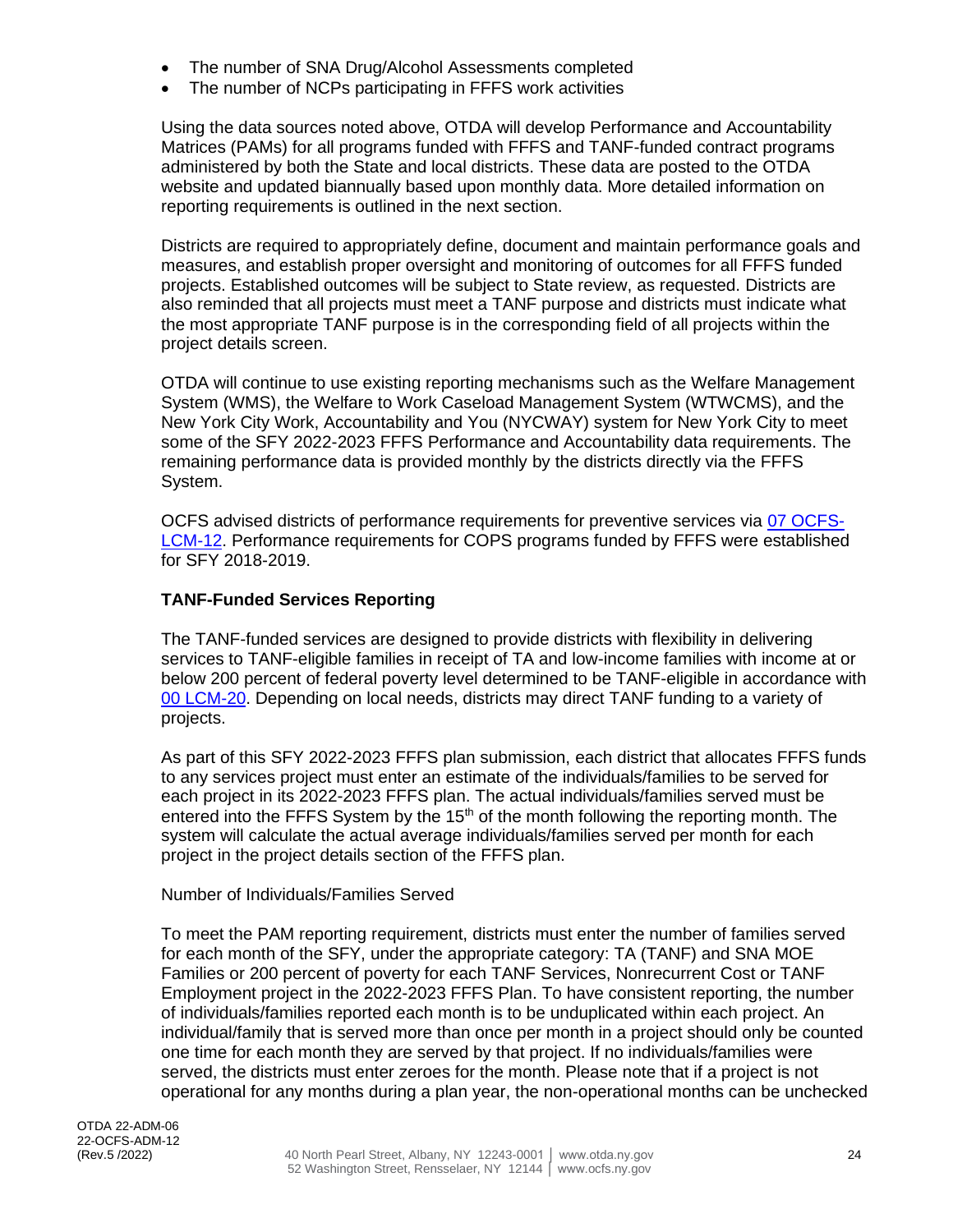- The number of SNA Drug/Alcohol Assessments completed
- The number of NCPs participating in FFFS work activities

Using the data sources noted above, OTDA will develop Performance and Accountability Matrices (PAMs) for all programs funded with FFFS and TANF-funded contract programs administered by both the State and local districts. These data are posted to the OTDA website and updated biannually based upon monthly data. More detailed information on reporting requirements is outlined in the next section.

Districts are required to appropriately define, document and maintain performance goals and measures, and establish proper oversight and monitoring of outcomes for all FFFS funded projects. Established outcomes will be subject to State review, as requested. Districts are also reminded that all projects must meet a TANF purpose and districts must indicate what the most appropriate TANF purpose is in the corresponding field of all projects within the project details screen.

OTDA will continue to use existing reporting mechanisms such as the Welfare Management System (WMS), the Welfare to Work Caseload Management System (WTWCMS), and the New York City Work, Accountability and You (NYCWAY) system for New York City to meet some of the SFY 2022-2023 FFFS Performance and Accountability data requirements. The remaining performance data is provided monthly by the districts directly via the FFFS System.

OCFS advised districts of performance requirements for preventive services via 07 OCFS-LCM-12. Performance requirements for COPS programs funded by FFFS were established for SFY 2018-2019.

**TANF-Funded Services Reporting**

The TANF-funded services are designed to provide districts with flexibility in delivering services to TANF-eligible families in receipt of TA and low-income families with income at or below 200 percent of federal poverty level determined to be TANF-eligible in accordance with 00 LCM-20. Depending on local needs, districts may direct TANF funding to a variety of projects.

As part of this SFY 2022-2023 FFFS plan submission, each district that allocates FFFS funds to any services project must enter an estimate of the individuals/families to be served for each project in its 2022-2023 FFFS plan. The actual individuals/families served must be entered into the FFFS System by the 15th of the month following the reporting month. The system will calculate the actual average individuals/families served per month for each project in the project details section of the FFFS plan.

Number of Individuals/Families Served

To meet the PAM reporting requirement, districts must enter the number of families served for each month of the SFY, under the appropriate category: TA (TANF) and SNA MOE Families or 200 percent of poverty for each TANF Services, Nonrecurrent Cost or TANF Employment project in the 2022-2023 FFFS Plan. To have consistent reporting, the number of individuals/families reported each month is to be unduplicated within each project. An individual/family that is served more than once per month in a project should only be counted one time for each month they are served by that project. If no individuals/families were served, the districts must enter zeroes for the month. Please note that if a project is not operational for any months during a plan year, the non-operational months can be unchecked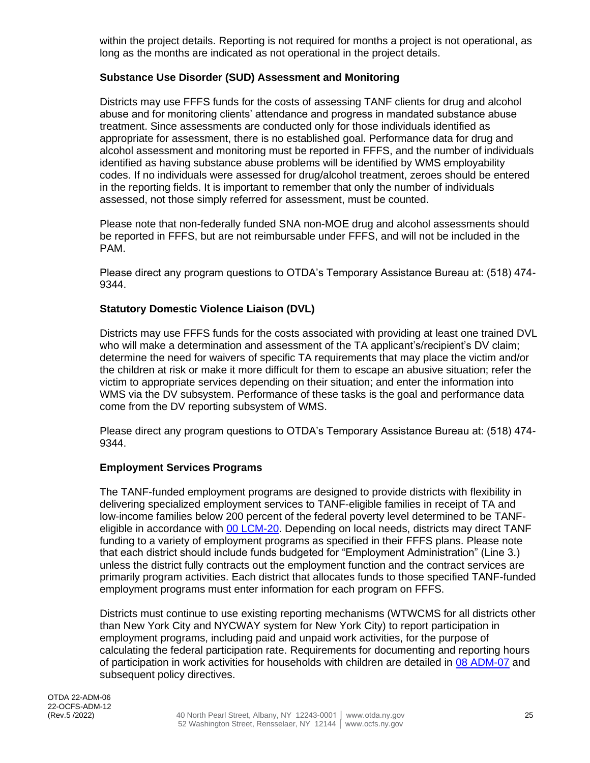within the project details. Reporting is not required for months a project is not operational, as long as the months are indicated as not operational in the project details.

### Substance Use Disorder (SUD) Assessment and Monitoring

Districts may use FFFS funds for the costs of assessing TANF clients for drug and alcohol abuse and for monitoring clients' attendance and progress in mandated substance abuse treatment. Since assessments are conducted only for those individuals identified as appropriate for assessment, there is no established goal. Performance data for drug and alcohol assessment and monitoring must be reported in FFFS, and the number of individuals identified as having substance abuse problems will be identified by WMS employability codes. If no individuals were assessed for drug/alcohol treatment, zeroes should be entered in the reporting fields. It is important to remember that only the number of individuals assessed, not those simply referred for assessment, must be counted.

Please note that non-federally funded SNA non-MOE drug and alcohol assessments should be reported in FFFS, but are not reimbursable under FFFS, and will not be included in the PAM.

Please direct any program questions to OTDA's Temporary Assistance Bureau at: (518) 474-9344.

### Statutory Domestic Violence Liaison (DVL)

Districts may use FFFS funds for the costs associated with providing at least one trained DVL who will make a determination and assessment of the TA applicant's/recipient's DV claim; determine the need for waivers of specific TA requirements that may place the victim and/or the children at risk or make it more difficult for them to escape an abusive situation; refer the victim to appropriate services depending on their situation; and enter the information into WMS via the DV subsystem. Performance of these tasks is the goal and performance data come from the DV reporting subsystem of WMS.

Please direct any program questions to OTDA's Temporary Assistance Bureau at: (518) 474-9344.

### Employment Services Programs

The TANF-funded employment programs are designed to provide districts with flexibility in delivering specialized employment services to TANF-eligible families in receipt of TA and low-income families below 200 percent of the federal poverty level determined to be TANF-eligible in accordance with 00 LCM-20. Depending on local needs, districts may direct TANF funding to a variety of employment programs as specified in their FFFS plans. Please note that each district should include funds budgeted for "Employment Administration" (Line 3.) unless the district fully contracts out the employment function and the contract services are primarily program activities. Each district that allocates funds to those specified TANF-funded employment programs must enter information for each program on FFFS.

Districts must continue to use existing reporting mechanisms (WTWCMS for all districts other than New York City and NYCWAY system for New York City) to report participation in employment programs, including paid and unpaid work activities, for the purpose of calculating the federal participation rate. Requirements for documenting and reporting hours of participation in work activities for households with children are detailed in 08 ADM-07 and subsequent policy directives.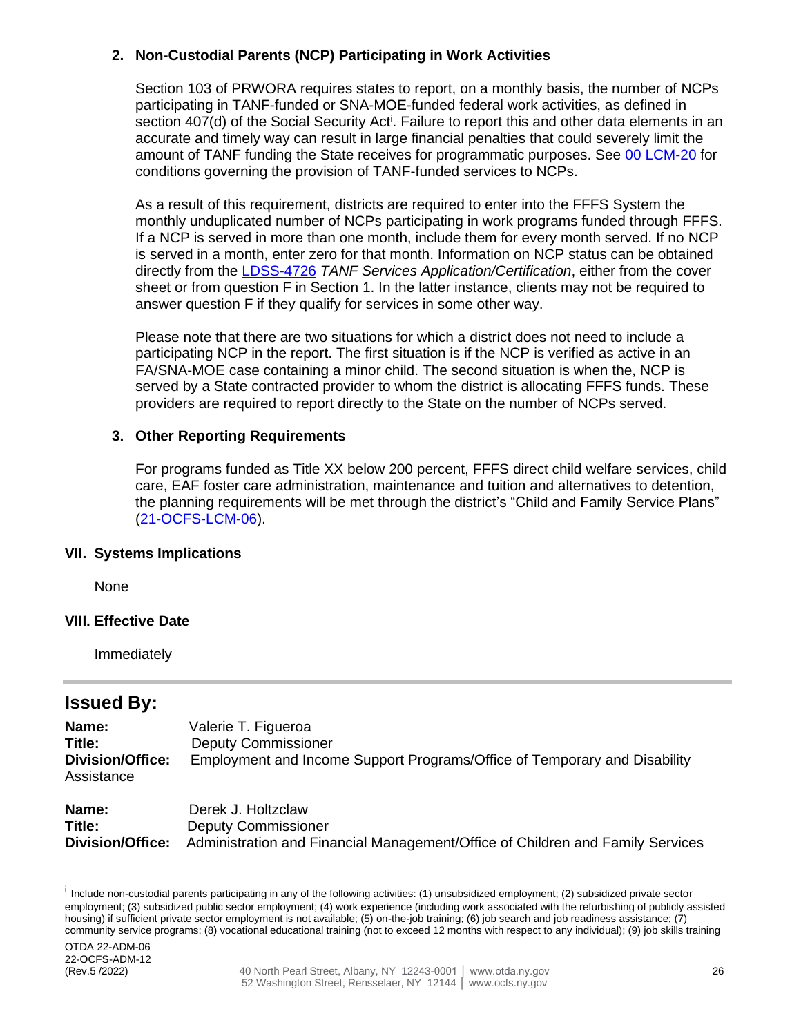### 2. Non-Custodial Parents (NCP) Participating in Work Activities

Section 103 of PRWORA requires states to report, on a monthly basis, the number of NCPs participating in TANF-funded or SNA-MOE-funded federal work activities, as defined in section 407(d) of the Social Security Act[i]. Failure to report this and other data elements in an accurate and timely way can result in large financial penalties that could severely limit the amount of TANF funding the State receives for programmatic purposes. See 00 LCM-20 for conditions governing the provision of TANF-funded services to NCPs.

As a result of this requirement, districts are required to enter into the FFFS System the monthly unduplicated number of NCPs participating in work programs funded through FFFS. If a NCP is served in more than one month, include them for every month served. If no NCP is served in a month, enter zero for that month. Information on NCP status can be obtained directly from the LDSS-4726 *TANF Services Application/Certification*, either from the cover sheet or from question F in Section 1. In the latter instance, clients may not be required to answer question F if they qualify for services in some other way.

Please note that there are two situations for which a district does not need to include a participating NCP in the report. The first situation is if the NCP is verified as active in an FA/SNA-MOE case containing a minor child. The second situation is when the, NCP is served by a State contracted provider to whom the district is allocating FFFS funds. These providers are required to report directly to the State on the number of NCPs served.

### 3. Other Reporting Requirements

For programs funded as Title XX below 200 percent, FFFS direct child welfare services, child care, EAF foster care administration, maintenance and tuition and alternatives to detention, the planning requirements will be met through the district's "Child and Family Service Plans" (21-OCFS-LCM-06).

## VII. Systems Implications

None

## VIII. Effective Date

Immediately

---

## Issued By:

**Name:** Valerie T. Figueroa
**Title:** Deputy Commissioner
**Division/Office:** Employment and Income Support Programs/Office of Temporary and Disability Assistance

**Name:** Derek J. Holtzclaw
**Title:** Deputy Commissioner
**Division/Office:** Administration and Financial Management/Office of Children and Family Services

---

[i] Include non-custodial parents participating in any of the following activities: (1) unsubsidized employment; (2) subsidized private sector employment; (3) subsidized public sector employment; (4) work experience (including work associated with the refurbishing of publicly assisted housing) if sufficient private sector employment is not available; (5) on-the-job training; (6) job search and job readiness assistance; (7) community service programs; (8) vocational educational training (not to exceed 12 months with respect to any individual); (9) job skills training

OTDA 22-ADM-06
22-OCFS-ADM-12
(Rev.5 /2022)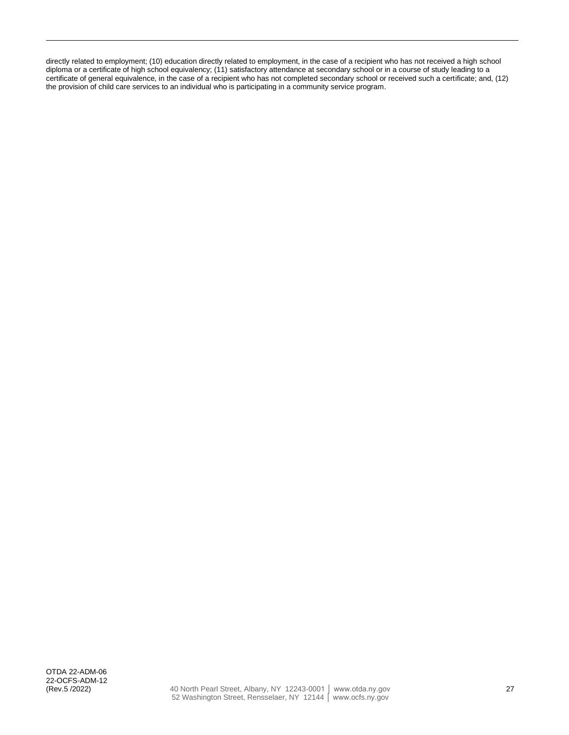directly related to employment; (10) education directly related to employment, in the case of a recipient who has not received a high school diploma or a certificate of high school equivalency; (11) satisfactory attendance at secondary school or in a course of study leading to a certificate of general equivalence, in the case of a recipient who has not completed secondary school or received such a certificate; and, (12) the provision of child care services to an individual who is participating in a community service program.